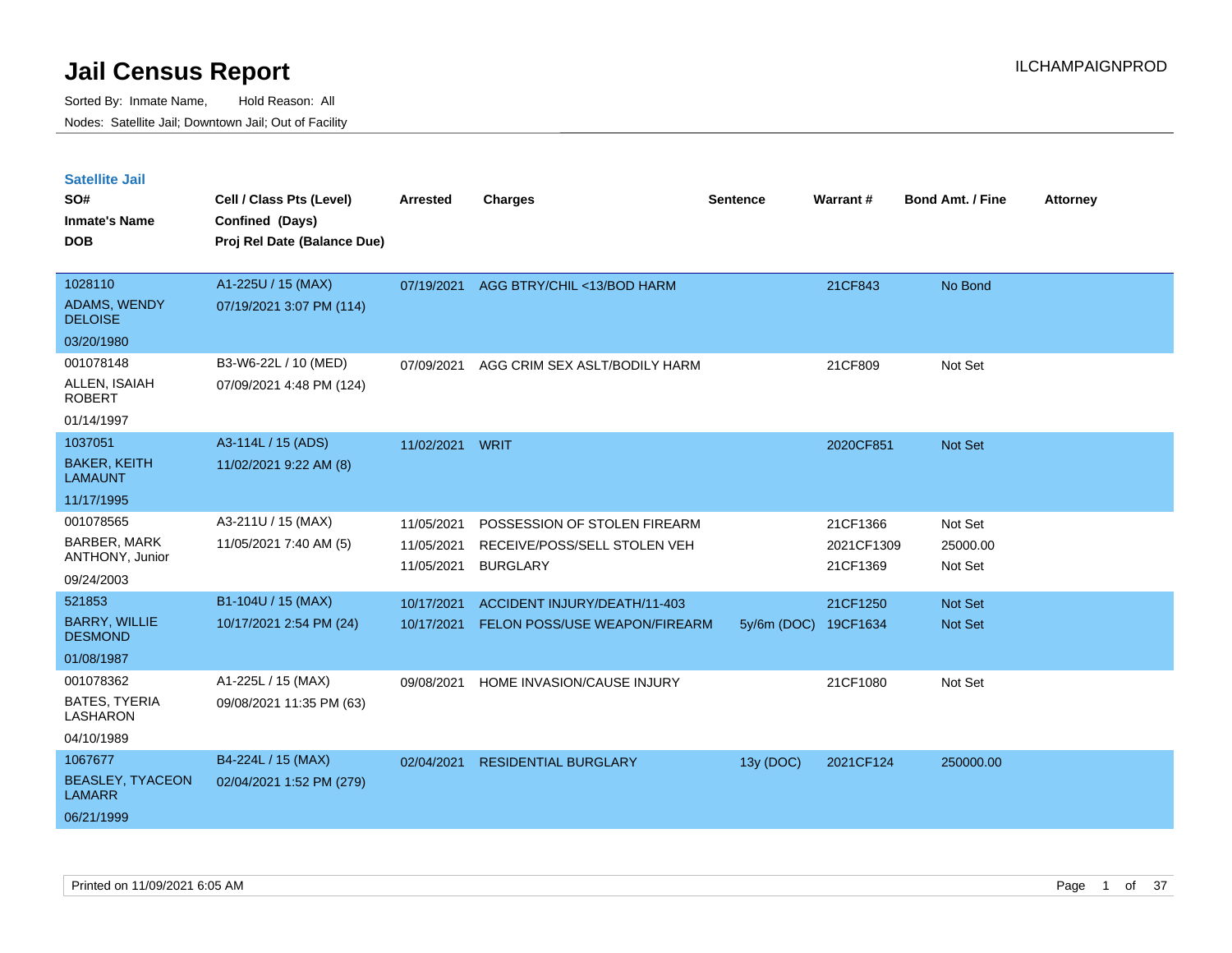# Jail Census Report

Sorted By: Inmate Name, Hold Reason: All

Nodes: Satellite Jail; Downtown Jail; Out of Facility

## Satellite Jail

| SO# / Inmate's Name / DOB | Cell / Class Pts (Level) / Confined (Days) / Proj Rel Date (Balance Due) | Arrested | Charges | Sentence | Warrant # | Bond Amt. / Fine | Attorney |
|---|---|---|---|---|---|---|---|
| 1028110<br>ADAMS, WENDY DELOISE<br>03/20/1980 | A1-225U / 15 (MAX)<br>07/19/2021 3:07 PM (114) | 07/19/2021 | AGG BTRY/CHIL <13/BOD HARM | | 21CF843 | No Bond | |
| 001078148<br>ALLEN, ISAIAH ROBERT<br>01/14/1997 | B3-W6-22L / 10 (MED)<br>07/09/2021 4:48 PM (124) | 07/09/2021 | AGG CRIM SEX ASLT/BODILY HARM | | 21CF809 | Not Set | |
| 1037051<br>BAKER, KEITH LAMAUNT<br>11/17/1995 | A3-114L / 15 (ADS)<br>11/02/2021 9:22 AM (8) | 11/02/2021 | WRIT | | 2020CF851 | Not Set | |
| 001078565<br>BARBER, MARK ANTHONY, Junior<br>09/24/2003 | A3-211U / 15 (MAX)<br>11/05/2021 7:40 AM (5) | 11/05/2021<br>11/05/2021<br>11/05/2021 | POSSESSION OF STOLEN FIREARM<br>RECEIVE/POSS/SELL STOLEN VEH<br>BURGLARY | | 21CF1366<br>2021CF1309<br>21CF1369 | Not Set<br>25000.00<br>Not Set | |
| 521853<br>BARRY, WILLIE DESMOND<br>01/08/1987 | B1-104U / 15 (MAX)<br>10/17/2021 2:54 PM (24) | 10/17/2021<br>10/17/2021 | ACCIDENT INJURY/DEATH/11-403<br>FELON POSS/USE WEAPON/FIREARM | <br>5y/6m (DOC) | 21CF1250<br>19CF1634 | Not Set<br>Not Set | |
| 001078362<br>BATES, TYERIA LASHARON<br>04/10/1989 | A1-225L / 15 (MAX)<br>09/08/2021 11:35 PM (63) | 09/08/2021 | HOME INVASION/CAUSE INJURY | | 21CF1080 | Not Set | |
| 1067677<br>BEASLEY, TYACEON LAMARR<br>06/21/1999 | B4-224L / 15 (MAX)<br>02/04/2021 1:52 PM (279) | 02/04/2021 | RESIDENTIAL BURGLARY | 13y (DOC) | 2021CF124 | 250000.00 | |

Printed on 11/09/2021 6:05 AM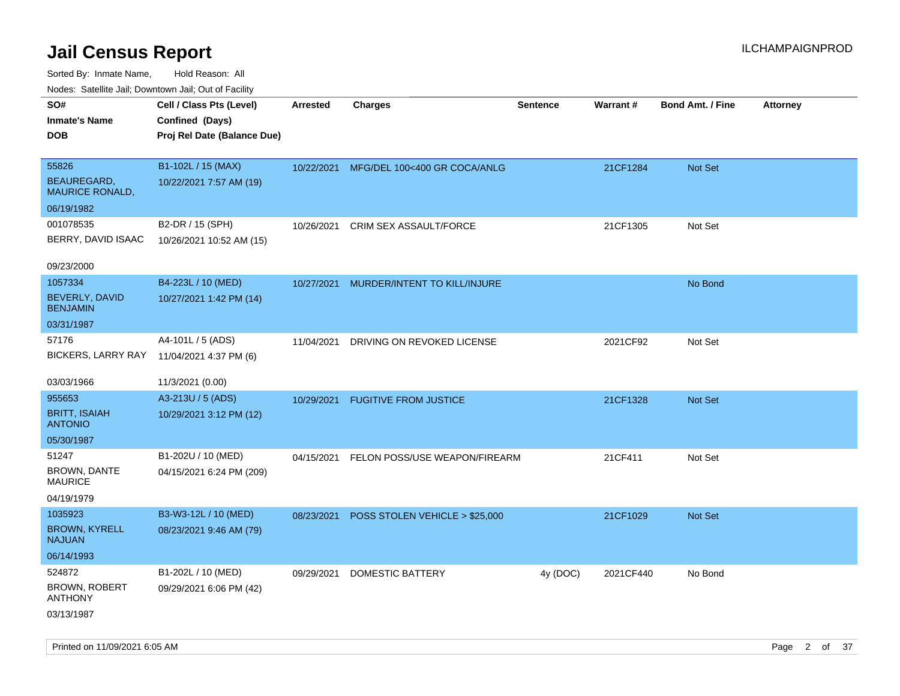# Jail Census Report

ILCHAMPAIGNPROD

Sorted By: Inmate Name, Hold Reason: All

Nodes: Satellite Jail; Downtown Jail; Out of Facility

| SO# / Inmate's Name / DOB | Cell / Class Pts (Level) / Confined (Days) / Proj Rel Date (Balance Due) | Arrested | Charges | Sentence | Warrant # | Bond Amt. / Fine | Attorney |
|---|---|---|---|---|---|---|---|
| 55826<br>BEAUREGARD, MAURICE RONALD,<br>06/19/1982 | B1-102L / 15 (MAX)<br>10/22/2021 7:57 AM (19) | 10/22/2021 | MFG/DEL 100<400 GR COCA/ANLG | | 21CF1284 | Not Set | |
| 001078535<br>BERRY, DAVID ISAAC<br>09/23/2000 | B2-DR / 15 (SPH)<br>10/26/2021 10:52 AM (15) | 10/26/2021 | CRIM SEX ASSAULT/FORCE | | 21CF1305 | Not Set | |
| 1057334<br>BEVERLY, DAVID BENJAMIN<br>03/31/1987 | B4-223L / 10 (MED)<br>10/27/2021 1:42 PM (14) | 10/27/2021 | MURDER/INTENT TO KILL/INJURE | | | No Bond | |
| 57176<br>BICKERS, LARRY RAY<br>03/03/1966 | A4-101L / 5 (ADS)<br>11/04/2021 4:37 PM (6)<br>11/3/2021 (0.00) | 11/04/2021 | DRIVING ON REVOKED LICENSE | | 2021CF92 | Not Set | |
| 955653<br>BRITT, ISAIAH ANTONIO<br>05/30/1987 | A3-213U / 5 (ADS)<br>10/29/2021 3:12 PM (12) | 10/29/2021 | FUGITIVE FROM JUSTICE | | 21CF1328 | Not Set | |
| 51247<br>BROWN, DANTE MAURICE<br>04/19/1979 | B1-202U / 10 (MED)<br>04/15/2021 6:24 PM (209) | 04/15/2021 | FELON POSS/USE WEAPON/FIREARM | | 21CF411 | Not Set | |
| 1035923<br>BROWN, KYRELL NAJUAN<br>06/14/1993 | B3-W3-12L / 10 (MED)<br>08/23/2021 9:46 AM (79) | 08/23/2021 | POSS STOLEN VEHICLE > $25,000 | | 21CF1029 | Not Set | |
| 524872<br>BROWN, ROBERT ANTHONY<br>03/13/1987 | B1-202L / 10 (MED)<br>09/29/2021 6:06 PM (42) | 09/29/2021 | DOMESTIC BATTERY | 4y (DOC) | 2021CF440 | No Bond | |

Printed on 11/09/2021 6:05 AM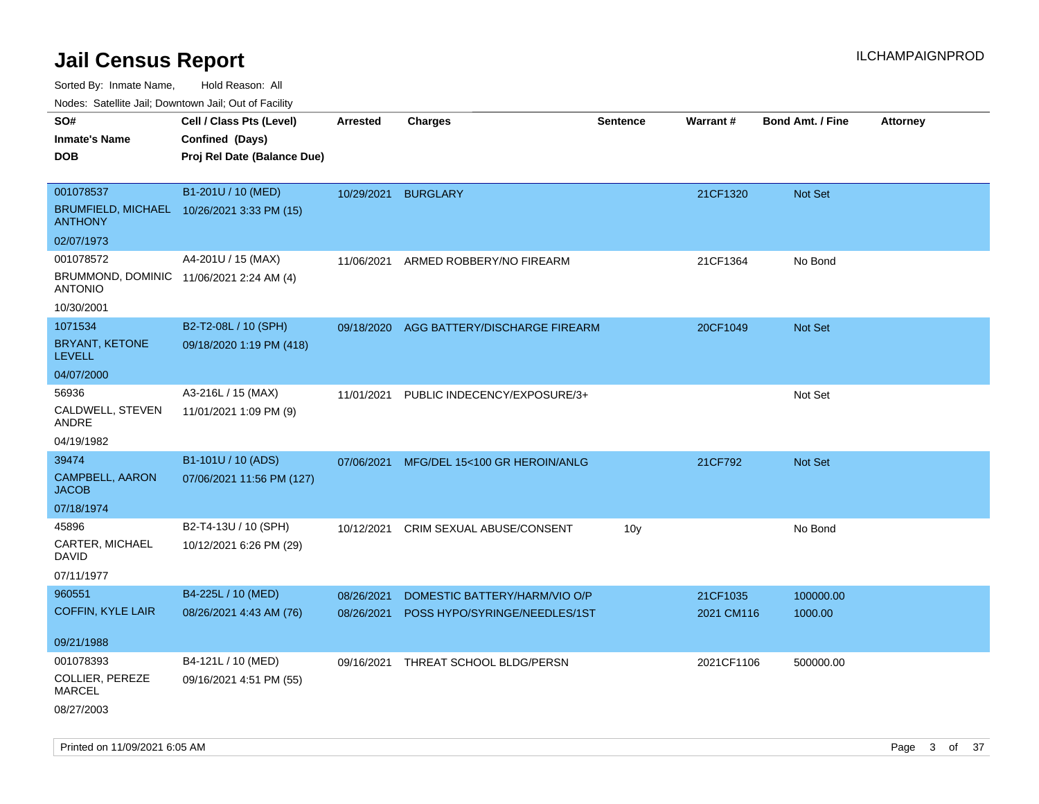# Jail Census Report

ILCHAMPAIGNPROD

Sorted By: Inmate Name, Hold Reason: All

Nodes: Satellite Jail; Downtown Jail; Out of Facility

| SO# / Inmate's Name / DOB | Cell / Class Pts (Level) / Confined (Days) / Proj Rel Date (Balance Due) | Arrested | Charges | Sentence | Warrant # | Bond Amt. / Fine | Attorney |
|---|---|---|---|---|---|---|---|
| 001078537<br>BRUMFIELD, MICHAEL ANTHONY<br>02/07/1973 | B1-201U / 10 (MED)<br>10/26/2021 3:33 PM (15) | 10/29/2021 | BURGLARY | | 21CF1320 | Not Set | |
| 001078572<br>BRUMMOND, DOMINIC ANTONIO<br>10/30/2001 | A4-201U / 15 (MAX)<br>11/06/2021 2:24 AM (4) | 11/06/2021 | ARMED ROBBERY/NO FIREARM | | 21CF1364 | No Bond | |
| 1071534<br>BRYANT, KETONE LEVELL<br>04/07/2000 | B2-T2-08L / 10 (SPH)<br>09/18/2020 1:19 PM (418) | 09/18/2020 | AGG BATTERY/DISCHARGE FIREARM | | 20CF1049 | Not Set | |
| 56936<br>CALDWELL, STEVEN ANDRE<br>04/19/1982 | A3-216L / 15 (MAX)<br>11/01/2021 1:09 PM (9) | 11/01/2021 | PUBLIC INDECENCY/EXPOSURE/3+ | | | Not Set | |
| 39474<br>CAMPBELL, AARON JACOB<br>07/18/1974 | B1-101U / 10 (ADS)<br>07/06/2021 11:56 PM (127) | 07/06/2021 | MFG/DEL 15<100 GR HEROIN/ANLG | | 21CF792 | Not Set | |
| 45896<br>CARTER, MICHAEL DAVID<br>07/11/1977 | B2-T4-13U / 10 (SPH)<br>10/12/2021 6:26 PM (29) | 10/12/2021 | CRIM SEXUAL ABUSE/CONSENT | 10y | | No Bond | |
| 960551<br>COFFIN, KYLE LAIR<br>09/21/1988 | B4-225L / 10 (MED)<br>08/26/2021 4:43 AM (76) | 08/26/2021<br>08/26/2021 | DOMESTIC BATTERY/HARM/VIO O/P<br>POSS HYPO/SYRINGE/NEEDLES/1ST | | 21CF1035<br>2021 CM116 | 100000.00<br>1000.00 | |
| 001078393<br>COLLIER, PEREZE MARCEL<br>08/27/2003 | B4-121L / 10 (MED)<br>09/16/2021 4:51 PM (55) | 09/16/2021 | THREAT SCHOOL BLDG/PERSN | | 2021CF1106 | 500000.00 | |

Printed on 11/09/2021 6:05 AM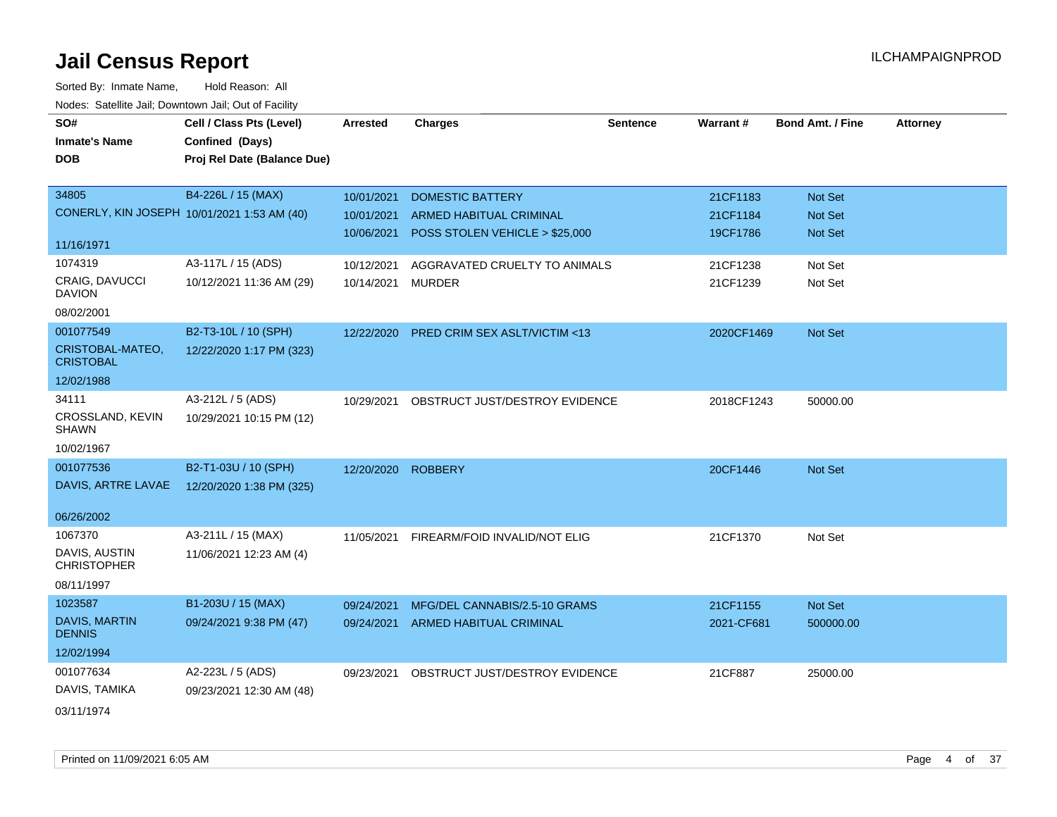# Jail Census Report

ILCHAMPAIGNPROD

Sorted By: Inmate Name, Hold Reason: All

Nodes: Satellite Jail; Downtown Jail; Out of Facility

| SO# / Inmate's Name / DOB | Cell / Class Pts (Level) / Confined (Days) / Proj Rel Date (Balance Due) | Arrested | Charges | Sentence | Warrant # | Bond Amt. / Fine | Attorney |
|---|---|---|---|---|---|---|---|
| 34805<br>CONERLY, KIN JOSEPH<br>11/16/1971 | B4-226L / 15 (MAX)<br>10/01/2021 1:53 AM (40) | 10/01/2021<br>10/01/2021<br>10/06/2021 | DOMESTIC BATTERY<br>ARMED HABITUAL CRIMINAL<br>POSS STOLEN VEHICLE > $25,000 | | 21CF1183<br>21CF1184<br>19CF1786 | Not Set<br>Not Set<br>Not Set | |
| 1074319<br>CRAIG, DAVUCCI DAVION<br>08/02/2001 | A3-117L / 15 (ADS)<br>10/12/2021 11:36 AM (29) | 10/12/2021<br>10/14/2021 | AGGRAVATED CRUELTY TO ANIMALS<br>MURDER | | 21CF1238<br>21CF1239 | Not Set<br>Not Set | |
| 001077549<br>CRISTOBAL-MATEO, CRISTOBAL<br>12/02/1988 | B2-T3-10L / 10 (SPH)<br>12/22/2020 1:17 PM (323) | 12/22/2020 | PRED CRIM SEX ASLT/VICTIM <13 | | 2020CF1469 | Not Set | |
| 34111<br>CROSSLAND, KEVIN SHAWN<br>10/02/1967 | A3-212L / 5 (ADS)<br>10/29/2021 10:15 PM (12) | 10/29/2021 | OBSTRUCT JUST/DESTROY EVIDENCE | | 2018CF1243 | 50000.00 | |
| 001077536<br>DAVIS, ARTRE LAVAE<br>06/26/2002 | B2-T1-03U / 10 (SPH)<br>12/20/2020 1:38 PM (325) | 12/20/2020 | ROBBERY | | 20CF1446 | Not Set | |
| 1067370<br>DAVIS, AUSTIN CHRISTOPHER<br>08/11/1997 | A3-211L / 15 (MAX)<br>11/06/2021 12:23 AM (4) | 11/05/2021 | FIREARM/FOID INVALID/NOT ELIG | | 21CF1370 | Not Set | |
| 1023587<br>DAVIS, MARTIN DENNIS<br>12/02/1994 | B1-203U / 15 (MAX)<br>09/24/2021 9:38 PM (47) | 09/24/2021<br>09/24/2021 | MFG/DEL CANNABIS/2.5-10 GRAMS<br>ARMED HABITUAL CRIMINAL | | 21CF1155<br>2021-CF681 | Not Set<br>500000.00 | |
| 001077634<br>DAVIS, TAMIKA<br>03/11/1974 | A2-223L / 5 (ADS)<br>09/23/2021 12:30 AM (48) | 09/23/2021 | OBSTRUCT JUST/DESTROY EVIDENCE | | 21CF887 | 25000.00 | |

Printed on 11/09/2021 6:05 AM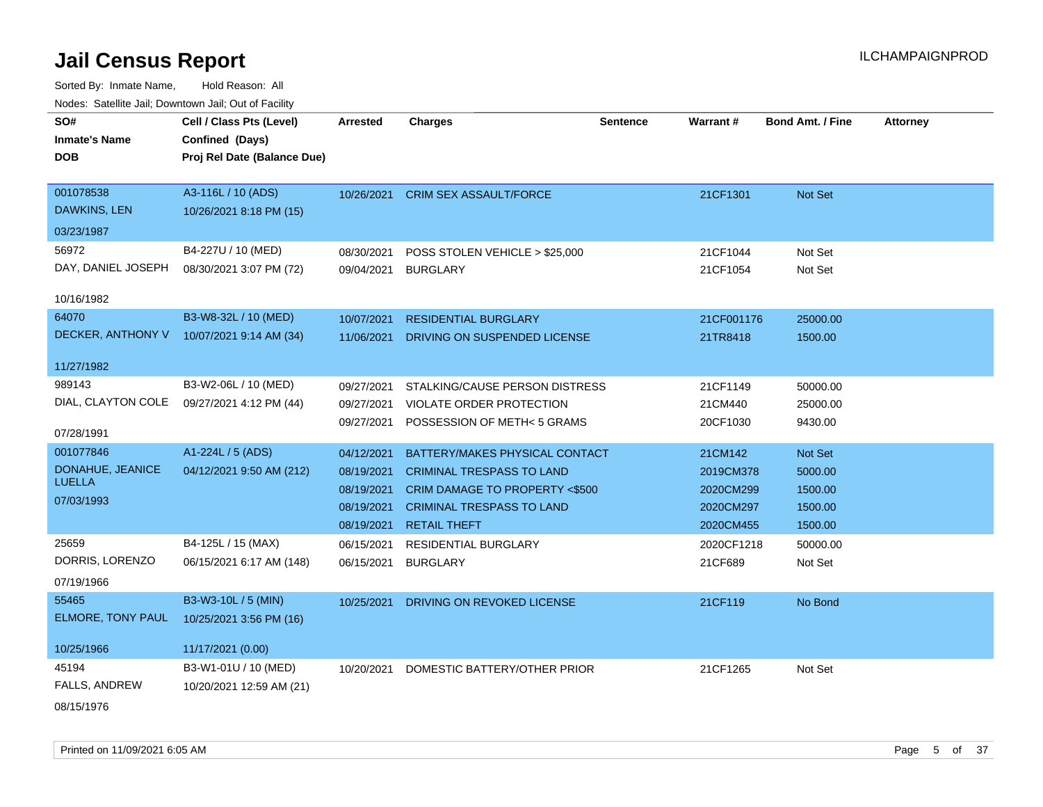# Jail Census Report

Sorted By: Inmate Name, Hold Reason: All

Nodes: Satellite Jail; Downtown Jail; Out of Facility

| SO# / Inmate's Name / DOB | Cell / Class Pts (Level) / Confined (Days) / Proj Rel Date (Balance Due) | Arrested | Charges | Sentence | Warrant # | Bond Amt. / Fine | Attorney |
|---|---|---|---|---|---|---|---|
| 001078538<br>DAWKINS, LEN<br>03/23/1987 | A3-116L / 10 (ADS)<br>10/26/2021 8:18 PM (15) | 10/26/2021 | CRIM SEX ASSAULT/FORCE | | 21CF1301 | Not Set | |
| 56972<br>DAY, DANIEL JOSEPH<br>10/16/1982 | B4-227U / 10 (MED)<br>08/30/2021 3:07 PM (72) | 08/30/2021 | POSS STOLEN VEHICLE > $25,000 | | 21CF1044 | Not Set | |
| | | 09/04/2021 | BURGLARY | | 21CF1054 | Not Set | |
| 64070<br>DECKER, ANTHONY V<br>11/27/1982 | B3-W8-32L / 10 (MED)<br>10/07/2021 9:14 AM (34) | 10/07/2021 | RESIDENTIAL BURGLARY | | 21CF001176 | 25000.00 | |
| | | 11/06/2021 | DRIVING ON SUSPENDED LICENSE | | 21TR8418 | 1500.00 | |
| 989143<br>DIAL, CLAYTON COLE<br>07/28/1991 | B3-W2-06L / 10 (MED)<br>09/27/2021 4:12 PM (44) | 09/27/2021 | STALKING/CAUSE PERSON DISTRESS | | 21CF1149 | 50000.00 | |
| | | 09/27/2021 | VIOLATE ORDER PROTECTION | | 21CM440 | 25000.00 | |
| | | 09/27/2021 | POSSESSION OF METH< 5 GRAMS | | 20CF1030 | 9430.00 | |
| 001077846<br>DONAHUE, JEANICE LUELLA<br>07/03/1993 | A1-224L / 5 (ADS)<br>04/12/2021 9:50 AM (212) | 04/12/2021 | BATTERY/MAKES PHYSICAL CONTACT | | 21CM142 | Not Set | |
| | | 08/19/2021 | CRIMINAL TRESPASS TO LAND | | 2019CM378 | 5000.00 | |
| | | 08/19/2021 | CRIM DAMAGE TO PROPERTY <$500 | | 2020CM299 | 1500.00 | |
| | | 08/19/2021 | CRIMINAL TRESPASS TO LAND | | 2020CM297 | 1500.00 | |
| | | 08/19/2021 | RETAIL THEFT | | 2020CM455 | 1500.00 | |
| 25659<br>DORRIS, LORENZO<br>07/19/1966 | B4-125L / 15 (MAX)<br>06/15/2021 6:17 AM (148) | 06/15/2021 | RESIDENTIAL BURGLARY | | 2020CF1218 | 50000.00 | |
| | | 06/15/2021 | BURGLARY | | 21CF689 | Not Set | |
| 55465<br>ELMORE, TONY PAUL<br>10/25/1966 | B3-W3-10L / 5 (MIN)<br>10/25/2021 3:56 PM (16)<br>11/17/2021 (0.00) | 10/25/2021 | DRIVING ON REVOKED LICENSE | | 21CF119 | No Bond | |
| 45194<br>FALLS, ANDREW<br>08/15/1976 | B3-W1-01U / 10 (MED)<br>10/20/2021 12:59 AM (21) | 10/20/2021 | DOMESTIC BATTERY/OTHER PRIOR | | 21CF1265 | Not Set | |

Printed on 11/09/2021 6:05 AM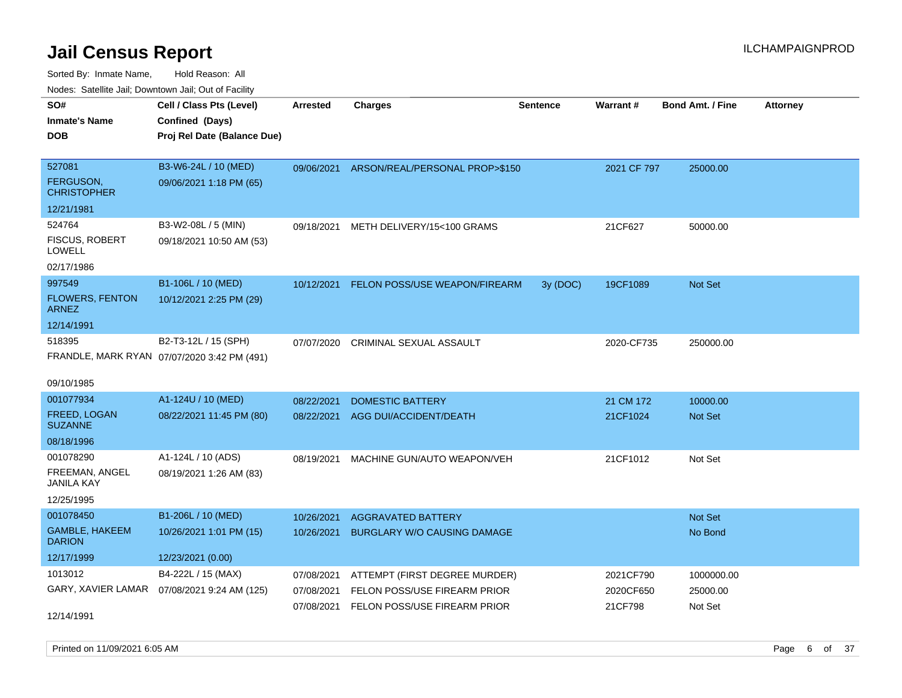# Jail Census Report

ILCHAMPAIGNPROD

Sorted By: Inmate Name, Hold Reason: All

Nodes: Satellite Jail; Downtown Jail; Out of Facility

| SO# / Inmate's Name / DOB | Cell / Class Pts (Level) / Confined (Days) / Proj Rel Date (Balance Due) | Arrested | Charges | Sentence | Warrant # | Bond Amt. / Fine | Attorney |
|---|---|---|---|---|---|---|---|
| 527081 FERGUSON, CHRISTOPHER 12/21/1981 | B3-W6-24L / 10 (MED) 09/06/2021 1:18 PM (65) | 09/06/2021 | ARSON/REAL/PERSONAL PROP>$150 | | 2021 CF 797 | 25000.00 | |
| 524764 FISCUS, ROBERT LOWELL 02/17/1986 | B3-W2-08L / 5 (MIN) 09/18/2021 10:50 AM (53) | 09/18/2021 | METH DELIVERY/15<100 GRAMS | | 21CF627 | 50000.00 | |
| 997549 FLOWERS, FENTON ARNEZ 12/14/1991 | B1-106L / 10 (MED) 10/12/2021 2:25 PM (29) | 10/12/2021 | FELON POSS/USE WEAPON/FIREARM | 3y (DOC) | 19CF1089 | Not Set | |
| 518395 FRANDLE, MARK RYAN 09/10/1985 | B2-T3-12L / 15 (SPH) 07/07/2020 3:42 PM (491) | 07/07/2020 | CRIMINAL SEXUAL ASSAULT | | 2020-CF735 | 250000.00 | |
| 001077934 FREED, LOGAN SUZANNE 08/18/1996 | A1-124U / 10 (MED) 08/22/2021 11:45 PM (80) | 08/22/2021 | DOMESTIC BATTERY | | 21 CM 172 | 10000.00 | |
| | | 08/22/2021 | AGG DUI/ACCIDENT/DEATH | | 21CF1024 | Not Set | |
| 001078290 FREEMAN, ANGEL JANILA KAY 12/25/1995 | A1-124L / 10 (ADS) 08/19/2021 1:26 AM (83) | 08/19/2021 | MACHINE GUN/AUTO WEAPON/VEH | | 21CF1012 | Not Set | |
| 001078450 GAMBLE, HAKEEM DARION 12/17/1999 | B1-206L / 10 (MED) 10/26/2021 1:01 PM (15) 12/23/2021 (0.00) | 10/26/2021 | AGGRAVATED BATTERY | | | Not Set | |
| | | 10/26/2021 | BURGLARY W/O CAUSING DAMAGE | | | No Bond | |
| 1013012 GARY, XAVIER LAMAR 12/14/1991 | B4-222L / 15 (MAX) 07/08/2021 9:24 AM (125) | 07/08/2021 | ATTEMPT (FIRST DEGREE MURDER) | | 2021CF790 | 1000000.00 | |
| | | 07/08/2021 | FELON POSS/USE FIREARM PRIOR | | 2020CF650 | 25000.00 | |
| | | 07/08/2021 | FELON POSS/USE FIREARM PRIOR | | 21CF798 | Not Set | |

Printed on 11/09/2021 6:05 AM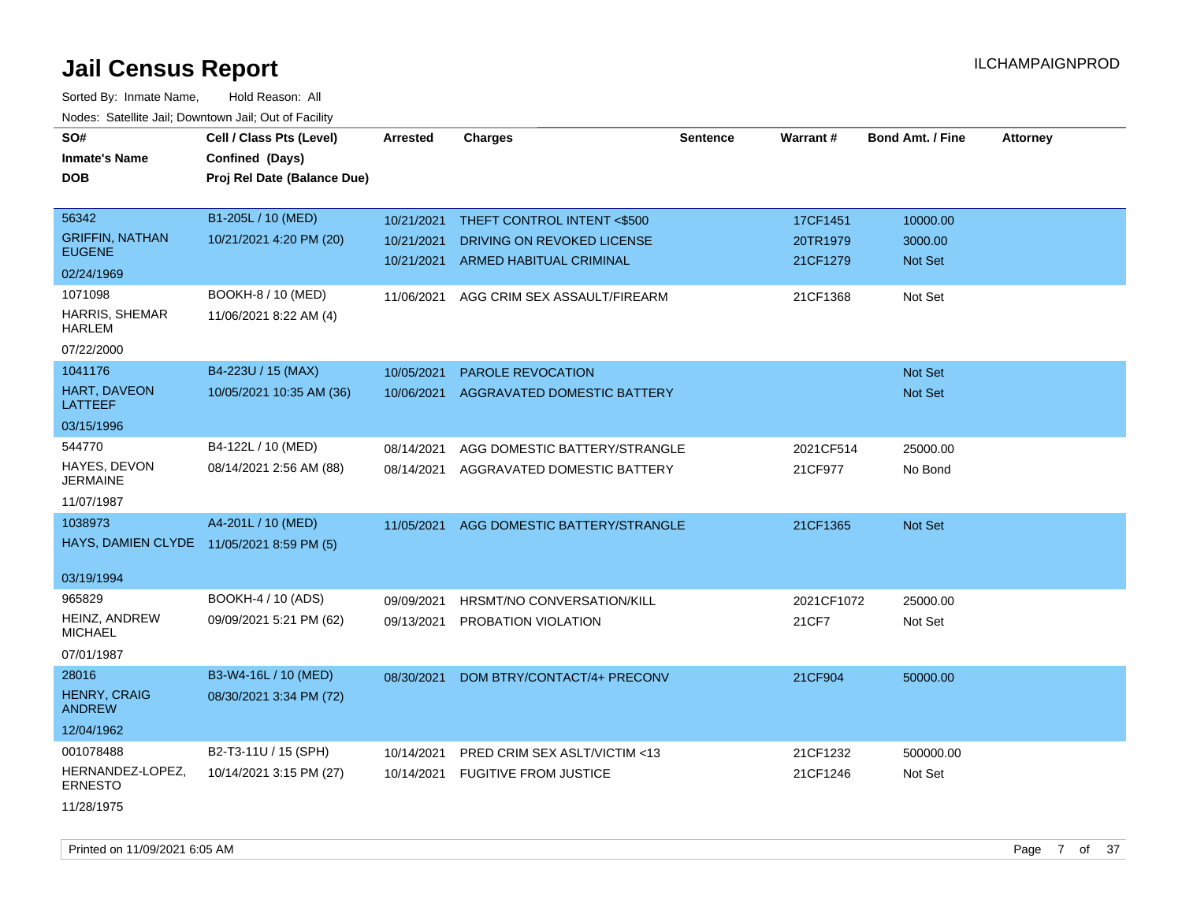# Jail Census Report

ILCHAMPAIGNPROD

Sorted By: Inmate Name, Hold Reason: All

Nodes: Satellite Jail; Downtown Jail; Out of Facility

| SO#<br>Inmate's Name<br>DOB | Cell / Class Pts (Level)<br>Confined (Days)<br>Proj Rel Date (Balance Due) | Arrested | Charges | Sentence | Warrant # | Bond Amt. / Fine | Attorney |
|---|---|---|---|---|---|---|---|
| 56342<br>GRIFFIN, NATHAN EUGENE<br>02/24/1969 | B1-205L / 10 (MED)<br>10/21/2021 4:20 PM (20) | 10/21/2021<br>10/21/2021<br>10/21/2021 | THEFT CONTROL INTENT <$500<br>DRIVING ON REVOKED LICENSE<br>ARMED HABITUAL CRIMINAL | | 17CF1451<br>20TR1979<br>21CF1279 | 10000.00<br>3000.00<br>Not Set | |
| 1071098<br>HARRIS, SHEMAR HARLEM<br>07/22/2000 | BOOKH-8 / 10 (MED)<br>11/06/2021 8:22 AM (4) | 11/06/2021 | AGG CRIM SEX ASSAULT/FIREARM | | 21CF1368 | Not Set | |
| 1041176<br>HART, DAVEON LATTEEF<br>03/15/1996 | B4-223U / 15 (MAX)<br>10/05/2021 10:35 AM (36) | 10/05/2021<br>10/06/2021 | PAROLE REVOCATION<br>AGGRAVATED DOMESTIC BATTERY | | | Not Set<br>Not Set | |
| 544770<br>HAYES, DEVON JERMAINE<br>11/07/1987 | B4-122L / 10 (MED)<br>08/14/2021 2:56 AM (88) | 08/14/2021<br>08/14/2021 | AGG DOMESTIC BATTERY/STRANGLE<br>AGGRAVATED DOMESTIC BATTERY | | 2021CF514<br>21CF977 | 25000.00<br>No Bond | |
| 1038973<br>HAYS, DAMIEN CLYDE<br>03/19/1994 | A4-201L / 10 (MED)<br>11/05/2021 8:59 PM (5) | 11/05/2021 | AGG DOMESTIC BATTERY/STRANGLE | | 21CF1365 | Not Set | |
| 965829<br>HEINZ, ANDREW MICHAEL<br>07/01/1987 | BOOKH-4 / 10 (ADS)<br>09/09/2021 5:21 PM (62) | 09/09/2021<br>09/13/2021 | HRSMT/NO CONVERSATION/KILL<br>PROBATION VIOLATION | | 2021CF1072<br>21CF7 | 25000.00<br>Not Set | |
| 28016<br>HENRY, CRAIG ANDREW<br>12/04/1962 | B3-W4-16L / 10 (MED)<br>08/30/2021 3:34 PM (72) | 08/30/2021 | DOM BTRY/CONTACT/4+ PRECONV | | 21CF904 | 50000.00 | |
| 001078488<br>HERNANDEZ-LOPEZ, ERNESTO<br>11/28/1975 | B2-T3-11U / 15 (SPH)<br>10/14/2021 3:15 PM (27) | 10/14/2021<br>10/14/2021 | PRED CRIM SEX ASLT/VICTIM <13<br>FUGITIVE FROM JUSTICE | | 21CF1232<br>21CF1246 | 500000.00<br>Not Set | |

Printed on 11/09/2021 6:05 AM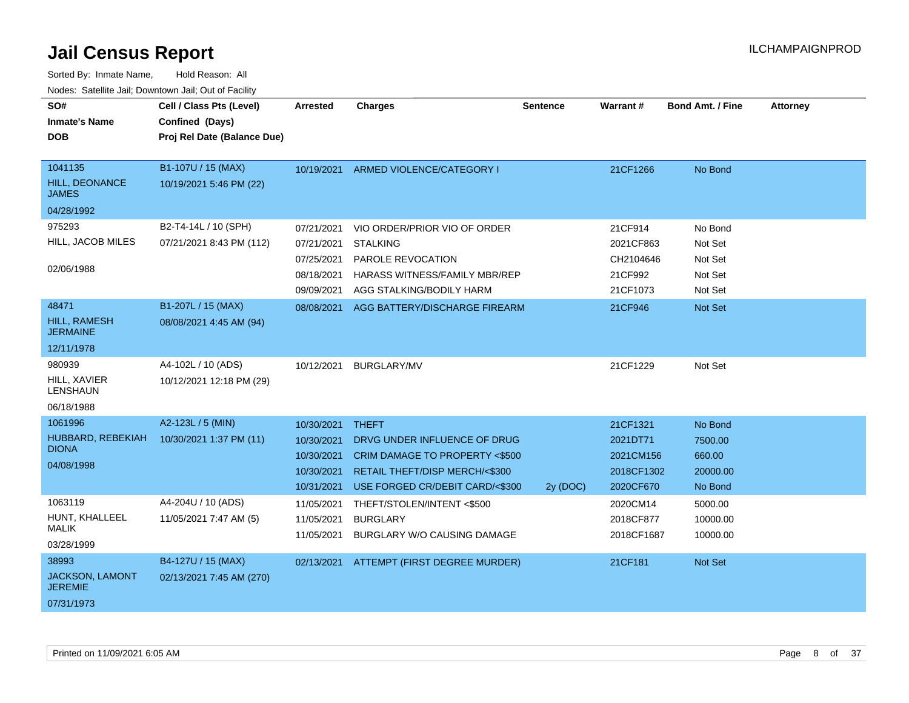# Jail Census Report

ILCHAMPAIGNPROD

Sorted By: Inmate Name, Hold Reason: All

Nodes: Satellite Jail; Downtown Jail; Out of Facility

| SO# / Inmate's Name / DOB | Cell / Class Pts (Level) / Confined (Days) / Proj Rel Date (Balance Due) | Arrested | Charges | Sentence | Warrant # | Bond Amt. / Fine | Attorney |
|---|---|---|---|---|---|---|---|
| 1041135<br>HILL, DEONANCE JAMES<br>04/28/1992 | B1-107U / 15 (MAX)<br>10/19/2021 5:46 PM (22) | 10/19/2021 | ARMED VIOLENCE/CATEGORY I | | 21CF1266 | No Bond | |
| 975293<br>HILL, JACOB MILES<br>02/06/1988 | B2-T4-14L / 10 (SPH)<br>07/21/2021 8:43 PM (112) | 07/21/2021 | VIO ORDER/PRIOR VIO OF ORDER | | 21CF914 | No Bond | |
| | | 07/21/2021 | STALKING | | 2021CF863 | Not Set | |
| | | 07/25/2021 | PAROLE REVOCATION | | CH2104646 | Not Set | |
| | | 08/18/2021 | HARASS WITNESS/FAMILY MBR/REP | | 21CF992 | Not Set | |
| | | 09/09/2021 | AGG STALKING/BODILY HARM | | 21CF1073 | Not Set | |
| 48471<br>HILL, RAMESH JERMAINE<br>12/11/1978 | B1-207L / 15 (MAX)<br>08/08/2021 4:45 AM (94) | 08/08/2021 | AGG BATTERY/DISCHARGE FIREARM | | 21CF946 | Not Set | |
| 980939<br>HILL, XAVIER LENSHAUN<br>06/18/1988 | A4-102L / 10 (ADS)<br>10/12/2021 12:18 PM (29) | 10/12/2021 | BURGLARY/MV | | 21CF1229 | Not Set | |
| 1061996<br>HUBBARD, REBEKIAH DIONA<br>04/08/1998 | A2-123L / 5 (MIN)<br>10/30/2021 1:37 PM (11) | 10/30/2021 | THEFT | | 21CF1321 | No Bond | |
| | | 10/30/2021 | DRVG UNDER INFLUENCE OF DRUG | | 2021DT71 | 7500.00 | |
| | | 10/30/2021 | CRIM DAMAGE TO PROPERTY <$500 | | 2021CM156 | 660.00 | |
| | | 10/30/2021 | RETAIL THEFT/DISP MERCH/<$300 | | 2018CF1302 | 20000.00 | |
| | | 10/31/2021 | USE FORGED CR/DEBIT CARD/<$300 | 2y (DOC) | 2020CF670 | No Bond | |
| 1063119<br>HUNT, KHALLEEL MALIK<br>03/28/1999 | A4-204U / 10 (ADS)<br>11/05/2021 7:47 AM (5) | 11/05/2021 | THEFT/STOLEN/INTENT <$500 | | 2020CM14 | 5000.00 | |
| | | 11/05/2021 | BURGLARY | | 2018CF877 | 10000.00 | |
| | | 11/05/2021 | BURGLARY W/O CAUSING DAMAGE | | 2018CF1687 | 10000.00 | |
| 38993<br>JACKSON, LAMONT JEREMIE<br>07/31/1973 | B4-127U / 15 (MAX)<br>02/13/2021 7:45 AM (270) | 02/13/2021 | ATTEMPT (FIRST DEGREE MURDER) | | 21CF181 | Not Set | |

Printed on 11/09/2021 6:05 AM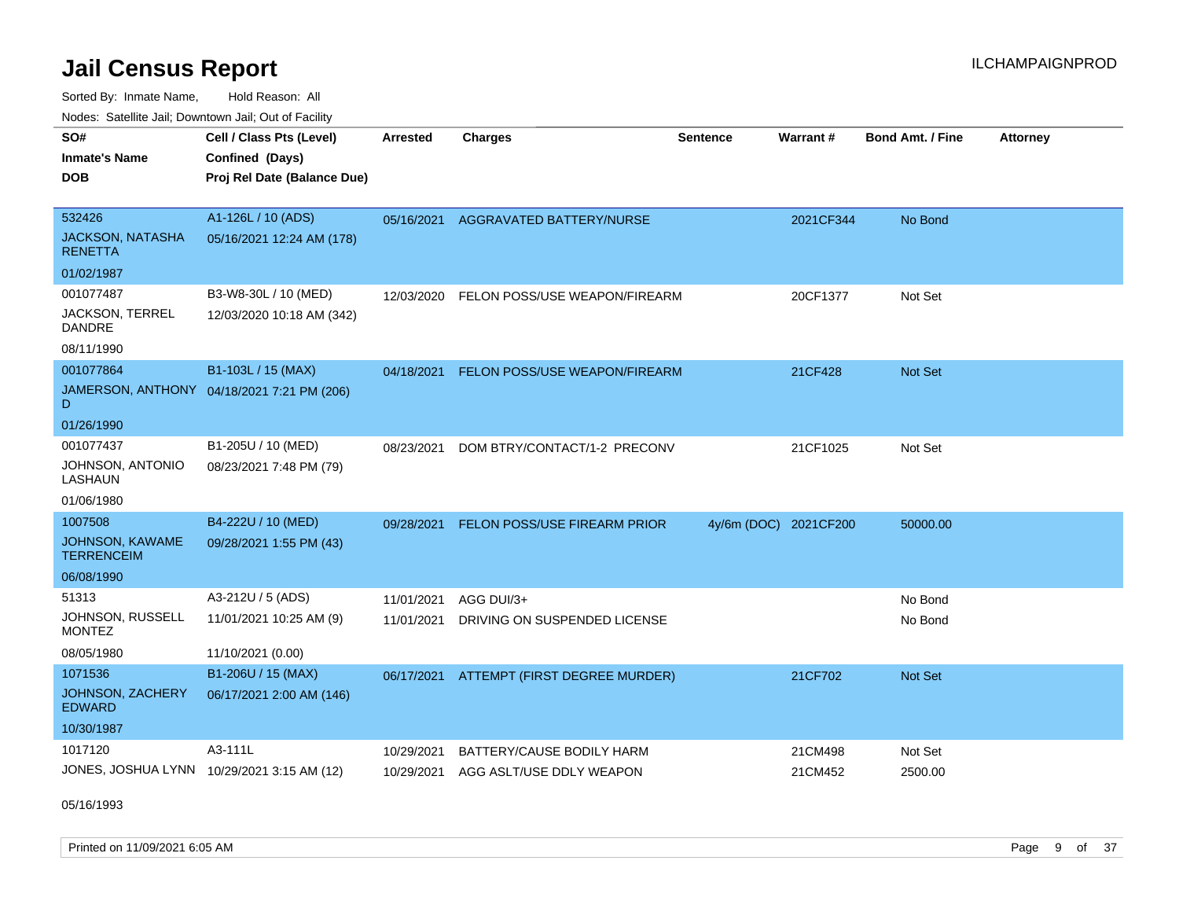# Jail Census Report

ILCHAMPAIGNPROD

Sorted By: Inmate Name, Hold Reason: All

Nodes: Satellite Jail; Downtown Jail; Out of Facility

| SO#<br>Inmate's Name<br>DOB | Cell / Class Pts (Level)<br>Confined (Days)<br>Proj Rel Date (Balance Due) | Arrested | Charges | Sentence | Warrant # | Bond Amt. / Fine | Attorney |
|---|---|---|---|---|---|---|---|
| 532426<br>JACKSON, NATASHA RENETTA<br>01/02/1987 | A1-126L / 10 (ADS)<br>05/16/2021 12:24 AM (178) | 05/16/2021 | AGGRAVATED BATTERY/NURSE | | 2021CF344 | No Bond | |
| 001077487<br>JACKSON, TERREL DANDRE<br>08/11/1990 | B3-W8-30L / 10 (MED)<br>12/03/2020 10:18 AM (342) | 12/03/2020 | FELON POSS/USE WEAPON/FIREARM | | 20CF1377 | Not Set | |
| 001077864<br>JAMERSON, ANTHONY D<br>01/26/1990 | B1-103L / 15 (MAX)<br>04/18/2021 7:21 PM (206) | 04/18/2021 | FELON POSS/USE WEAPON/FIREARM | | 21CF428 | Not Set | |
| 001077437<br>JOHNSON, ANTONIO LASHAUN<br>01/06/1980 | B1-205U / 10 (MED)<br>08/23/2021 7:48 PM (79) | 08/23/2021 | DOM BTRY/CONTACT/1-2 PRECONV | | 21CF1025 | Not Set | |
| 1007508<br>JOHNSON, KAWAME TERRENCEIM<br>06/08/1990 | B4-222U / 10 (MED)<br>09/28/2021 1:55 PM (43) | 09/28/2021 | FELON POSS/USE FIREARM PRIOR | 4y/6m (DOC) | 2021CF200 | 50000.00 | |
| 51313<br>JOHNSON, RUSSELL MONTEZ<br>08/05/1980 | A3-212U / 5 (ADS)<br>11/01/2021 10:25 AM (9)<br>11/10/2021 (0.00) | 11/01/2021<br>11/01/2021 | AGG DUI/3+<br>DRIVING ON SUSPENDED LICENSE | | | No Bond<br>No Bond | |
| 1071536<br>JOHNSON, ZACHERY EDWARD<br>10/30/1987 | B1-206U / 15 (MAX)<br>06/17/2021 2:00 AM (146) | 06/17/2021 | ATTEMPT (FIRST DEGREE MURDER) | | 21CF702 | Not Set | |
| 1017120<br>JONES, JOSHUA LYNN<br>05/16/1993 | A3-111L<br>10/29/2021 3:15 AM (12) | 10/29/2021<br>10/29/2021 | BATTERY/CAUSE BODILY HARM<br>AGG ASLT/USE DDLY WEAPON | | 21CM498<br>21CM452 | Not Set<br>2500.00 | |

Printed on 11/09/2021 6:05 AM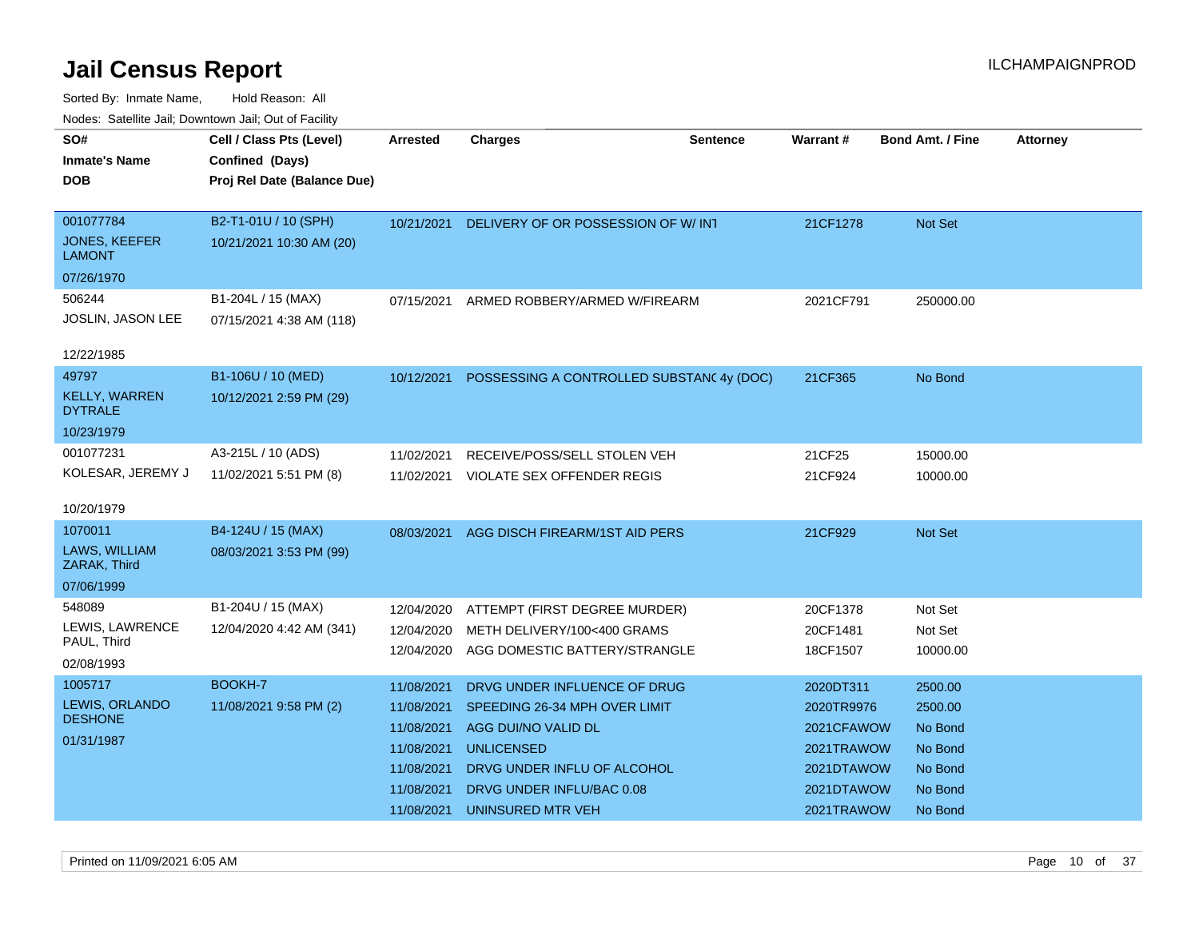# Jail Census Report

ILCHAMPAIGNPROD

Sorted By: Inmate Name, Hold Reason: All

Nodes: Satellite Jail; Downtown Jail; Out of Facility

| SO# / Inmate's Name / DOB | Cell / Class Pts (Level) / Confined (Days) / Proj Rel Date (Balance Due) | Arrested | Charges | Sentence | Warrant # | Bond Amt. / Fine | Attorney |
|---|---|---|---|---|---|---|---|
| 001077784<br>JONES, KEEFER LAMONT<br>07/26/1970 | B2-T1-01U / 10 (SPH)<br>10/21/2021 10:30 AM (20) | 10/21/2021 | DELIVERY OF OR POSSESSION OF W/ INT | | 21CF1278 | Not Set | |
| 506244<br>JOSLIN, JASON LEE<br>12/22/1985 | B1-204L / 15 (MAX)<br>07/15/2021 4:38 AM (118) | 07/15/2021 | ARMED ROBBERY/ARMED W/FIREARM | | 2021CF791 | 250000.00 | |
| 49797<br>KELLY, WARREN DYTRALE<br>10/23/1979 | B1-106U / 10 (MED)<br>10/12/2021 2:59 PM (29) | 10/12/2021 | POSSESSING A CONTROLLED SUBSTANC | 4y (DOC) | 21CF365 | No Bond | |
| 001077231<br>KOLESAR, JEREMY J<br>10/20/1979 | A3-215L / 10 (ADS)<br>11/02/2021 5:51 PM (8) | 11/02/2021 | RECEIVE/POSS/SELL STOLEN VEH | | 21CF25 | 15000.00 | |
| | | 11/02/2021 | VIOLATE SEX OFFENDER REGIS | | 21CF924 | 10000.00 | |
| 1070011<br>LAWS, WILLIAM ZARAK, Third<br>07/06/1999 | B4-124U / 15 (MAX)<br>08/03/2021 3:53 PM (99) | 08/03/2021 | AGG DISCH FIREARM/1ST AID PERS | | 21CF929 | Not Set | |
| 548089<br>LEWIS, LAWRENCE PAUL, Third<br>02/08/1993 | B1-204U / 15 (MAX)<br>12/04/2020 4:42 AM (341) | 12/04/2020 | ATTEMPT (FIRST DEGREE MURDER) | | 20CF1378 | Not Set | |
| | | 12/04/2020 | METH DELIVERY/100<400 GRAMS | | 20CF1481 | Not Set | |
| | | 12/04/2020 | AGG DOMESTIC BATTERY/STRANGLE | | 18CF1507 | 10000.00 | |
| 1005717<br>LEWIS, ORLANDO DESHONE<br>01/31/1987 | BOOKH-7<br>11/08/2021 9:58 PM (2) | 11/08/2021 | DRVG UNDER INFLUENCE OF DRUG | | 2020DT311 | 2500.00 | |
| | | 11/08/2021 | SPEEDING 26-34 MPH OVER LIMIT | | 2020TR9976 | 2500.00 | |
| | | 11/08/2021 | AGG DUI/NO VALID DL | | 2021CFAWOW | No Bond | |
| | | 11/08/2021 | UNLICENSED | | 2021TRAWOW | No Bond | |
| | | 11/08/2021 | DRVG UNDER INFLU OF ALCOHOL | | 2021DTAWOW | No Bond | |
| | | 11/08/2021 | DRVG UNDER INFLU/BAC 0.08 | | 2021DTAWOW | No Bond | |
| | | 11/08/2021 | UNINSURED MTR VEH | | 2021TRAWOW | No Bond | |

Printed on 11/09/2021 6:05 AM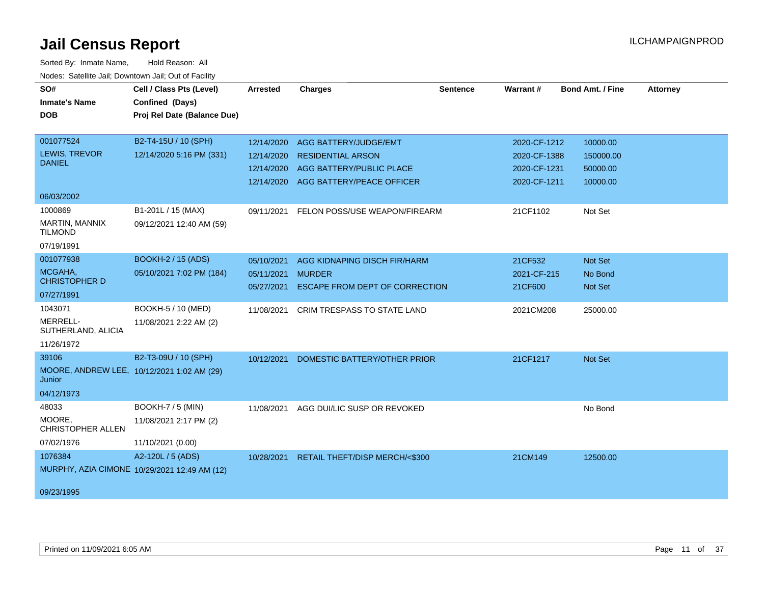# Jail Census Report

ILCHAMPAIGNPROD

Sorted By: Inmate Name, Hold Reason: All

Nodes: Satellite Jail; Downtown Jail; Out of Facility

| SO# / Inmate's Name / DOB | Cell / Class Pts (Level) / Confined (Days) / Proj Rel Date (Balance Due) | Arrested | Charges | Sentence | Warrant # | Bond Amt. / Fine | Attorney |
|---|---|---|---|---|---|---|---|
| 001077524<br>LEWIS, TREVOR DANIEL<br>06/03/2002 | B2-T4-15U / 10 (SPH)<br>12/14/2020 5:16 PM (331) | 12/14/2020<br>12/14/2020<br>12/14/2020<br>12/14/2020 | AGG BATTERY/JUDGE/EMT<br>RESIDENTIAL ARSON<br>AGG BATTERY/PUBLIC PLACE<br>AGG BATTERY/PEACE OFFICER | | 2020-CF-1212<br>2020-CF-1388<br>2020-CF-1231<br>2020-CF-1211 | 10000.00<br>150000.00<br>50000.00<br>10000.00 | |
| 1000869<br>MARTIN, MANNIX TILMOND<br>07/19/1991 | B1-201L / 15 (MAX)<br>09/12/2021 12:40 AM (59) | 09/11/2021 | FELON POSS/USE WEAPON/FIREARM | | 21CF1102 | Not Set | |
| 001077938<br>MCGAHA, CHRISTOPHER D<br>07/27/1991 | BOOKH-2 / 15 (ADS)<br>05/10/2021 7:02 PM (184) | 05/10/2021<br>05/11/2021<br>05/27/2021 | AGG KIDNAPING DISCH FIR/HARM<br>MURDER<br>ESCAPE FROM DEPT OF CORRECTION | | 21CF532<br>2021-CF-215<br>21CF600 | Not Set<br>No Bond<br>Not Set | |
| 1043071<br>MERRELL-SUTHERLAND, ALICIA<br>11/26/1972 | BOOKH-5 / 10 (MED)<br>11/08/2021 2:22 AM (2) | 11/08/2021 | CRIM TRESPASS TO STATE LAND | | 2021CM208 | 25000.00 | |
| 39106<br>MOORE, ANDREW LEE, Junior<br>04/12/1973 | B2-T3-09U / 10 (SPH)<br>10/12/2021 1:02 AM (29) | 10/12/2021 | DOMESTIC BATTERY/OTHER PRIOR | | 21CF1217 | Not Set | |
| 48033<br>MOORE, CHRISTOPHER ALLEN<br>07/02/1976 | BOOKH-7 / 5 (MIN)<br>11/08/2021 2:17 PM (2)<br>11/10/2021 (0.00) | 11/08/2021 | AGG DUI/LIC SUSP OR REVOKED | | | No Bond | |
| 1076384<br>MURPHY, AZIA CIMONE<br>09/23/1995 | A2-120L / 5 (ADS)<br>10/29/2021 12:49 AM (12) | 10/28/2021 | RETAIL THEFT/DISP MERCH/<$300 | | 21CM149 | 12500.00 | |

Printed on 11/09/2021 6:05 AM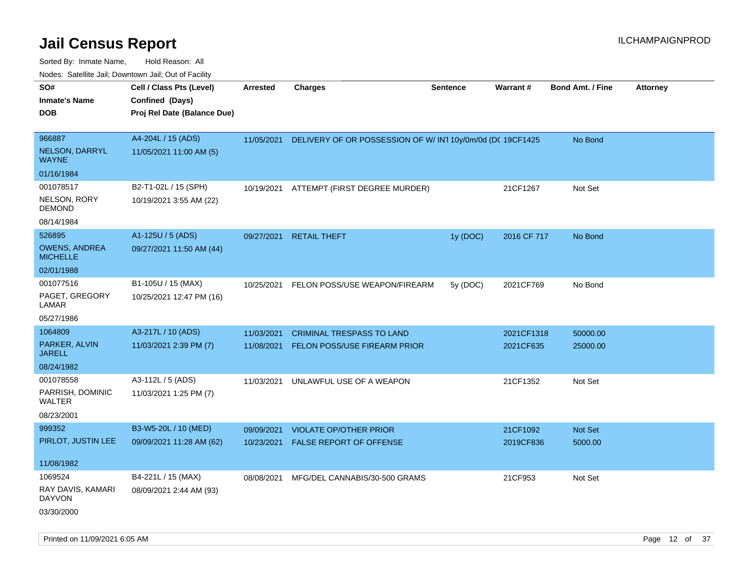# Jail Census Report

ILCHAMPAIGNPROD

Sorted By: Inmate Name, Hold Reason: All

Nodes: Satellite Jail; Downtown Jail; Out of Facility

| SO# / Inmate's Name / DOB | Cell / Class Pts (Level) / Confined (Days) / Proj Rel Date (Balance Due) | Arrested | Charges | Sentence | Warrant # | Bond Amt. / Fine | Attorney |
|---|---|---|---|---|---|---|---|
| 966887 NELSON, DARRYL WAYNE 01/16/1984 | A4-204L / 15 (ADS) 11/05/2021 11:00 AM (5) | 11/05/2021 | DELIVERY OF OR POSSESSION OF W/ INT | 10y/0m/0d (DC | 19CF1425 | No Bond | |
| 001078517 NELSON, RORY DEMOND 08/14/1984 | B2-T1-02L / 15 (SPH) 10/19/2021 3:55 AM (22) | 10/19/2021 | ATTEMPT (FIRST DEGREE MURDER) | | 21CF1267 | Not Set | |
| 526895 OWENS, ANDREA MICHELLE 02/01/1988 | A1-125U / 5 (ADS) 09/27/2021 11:50 AM (44) | 09/27/2021 | RETAIL THEFT | 1y (DOC) | 2016 CF 717 | No Bond | |
| 001077516 PAGET, GREGORY LAMAR 05/27/1986 | B1-105U / 15 (MAX) 10/25/2021 12:47 PM (16) | 10/25/2021 | FELON POSS/USE WEAPON/FIREARM | 5y (DOC) | 2021CF769 | No Bond | |
| 1064809 PARKER, ALVIN JARELL 08/24/1982 | A3-217L / 10 (ADS) 11/03/2021 2:39 PM (7) | 11/03/2021 | CRIMINAL TRESPASS TO LAND | | 2021CF1318 | 50000.00 | |
| | | 11/08/2021 | FELON POSS/USE FIREARM PRIOR | | 2021CF635 | 25000.00 | |
| 001078558 PARRISH, DOMINIC WALTER 08/23/2001 | A3-112L / 5 (ADS) 11/03/2021 1:25 PM (7) | 11/03/2021 | UNLAWFUL USE OF A WEAPON | | 21CF1352 | Not Set | |
| 999352 PIRLOT, JUSTIN LEE 11/08/1982 | B3-W5-20L / 10 (MED) 09/09/2021 11:28 AM (62) | 09/09/2021 | VIOLATE OP/OTHER PRIOR | | 21CF1092 | Not Set | |
| | | 10/23/2021 | FALSE REPORT OF OFFENSE | | 2019CF836 | 5000.00 | |
| 1069524 RAY DAVIS, KAMARI DAYVON 03/30/2000 | B4-221L / 15 (MAX) 08/09/2021 2:44 AM (93) | 08/08/2021 | MFG/DEL CANNABIS/30-500 GRAMS | | 21CF953 | Not Set | |

Printed on 11/09/2021 6:05 AM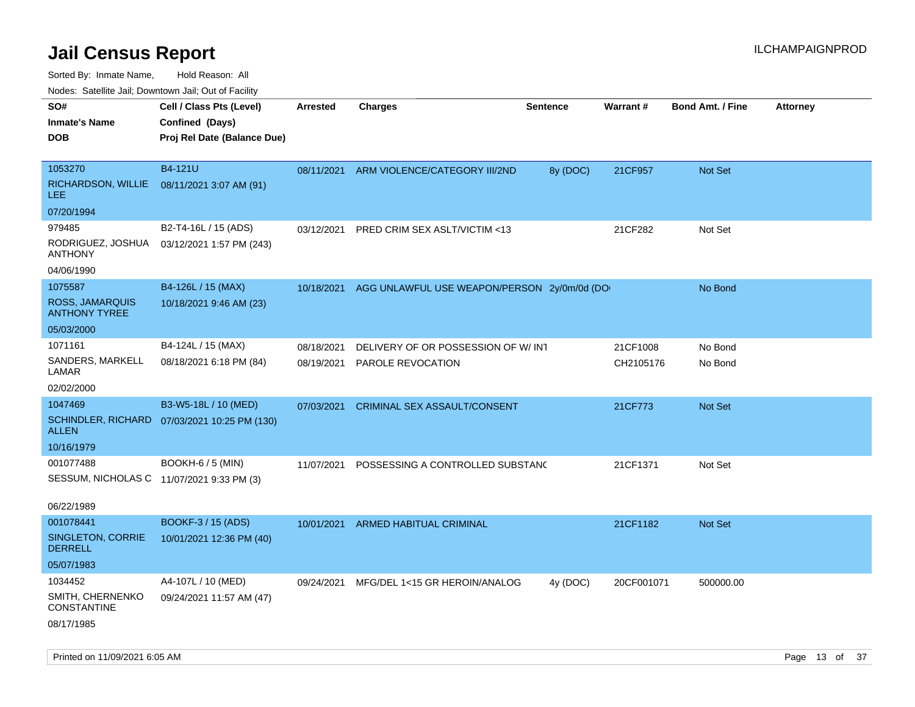# Jail Census Report

ILCHAMPAIGNPROD

Sorted By: Inmate Name, Hold Reason: All

Nodes: Satellite Jail; Downtown Jail; Out of Facility

| SO# / Inmate's Name / DOB | Cell / Class Pts (Level) / Confined (Days) / Proj Rel Date (Balance Due) | Arrested | Charges | Sentence | Warrant # | Bond Amt. / Fine | Attorney |
|---|---|---|---|---|---|---|---|
| 1053270<br>RICHARDSON, WILLIE LEE<br>07/20/1994 | B4-121U<br>08/11/2021 3:07 AM (91) | 08/11/2021 | ARM VIOLENCE/CATEGORY III/2ND | 8y (DOC) | 21CF957 | Not Set | |
| 979485<br>RODRIGUEZ, JOSHUA ANTHONY<br>04/06/1990 | B2-T4-16L / 15 (ADS)<br>03/12/2021 1:57 PM (243) | 03/12/2021 | PRED CRIM SEX ASLT/VICTIM <13 | | 21CF282 | Not Set | |
| 1075587<br>ROSS, JAMARQUIS ANTHONY TYREE<br>05/03/2000 | B4-126L / 15 (MAX)<br>10/18/2021 9:46 AM (23) | 10/18/2021 | AGG UNLAWFUL USE WEAPON/PERSON | 2y/0m/0d (DO | | No Bond | |
| 1071161<br>SANDERS, MARKELL LAMAR<br>02/02/2000 | B4-124L / 15 (MAX)<br>08/18/2021 6:18 PM (84) | 08/18/2021<br>08/19/2021 | DELIVERY OF OR POSSESSION OF W/ INT<br>PAROLE REVOCATION | | 21CF1008<br>CH2105176 | No Bond<br>No Bond | |
| 1047469<br>SCHINDLER, RICHARD ALLEN<br>10/16/1979 | B3-W5-18L / 10 (MED)<br>07/03/2021 10:25 PM (130) | 07/03/2021 | CRIMINAL SEX ASSAULT/CONSENT | | 21CF773 | Not Set | |
| 001077488<br>SESSUM, NICHOLAS C<br>06/22/1989 | BOOKH-6 / 5 (MIN)<br>11/07/2021 9:33 PM (3) | 11/07/2021 | POSSESSING A CONTROLLED SUBSTANC | | 21CF1371 | Not Set | |
| 001078441<br>SINGLETON, CORRIE DERRELL<br>05/07/1983 | BOOKF-3 / 15 (ADS)<br>10/01/2021 12:36 PM (40) | 10/01/2021 | ARMED HABITUAL CRIMINAL | | 21CF1182 | Not Set | |
| 1034452<br>SMITH, CHERNENKO CONSTANTINE<br>08/17/1985 | A4-107L / 10 (MED)<br>09/24/2021 11:57 AM (47) | 09/24/2021 | MFG/DEL 1<15 GR HEROIN/ANALOG | 4y (DOC) | 20CF001071 | 500000.00 | |

Printed on 11/09/2021 6:05 AM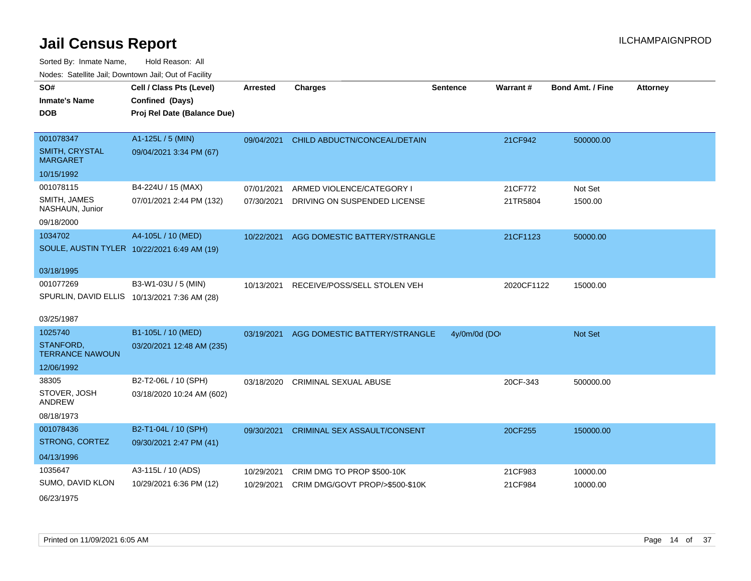# Jail Census Report

ILCHAMPAIGNPROD

Sorted By: Inmate Name, Hold Reason: All

Nodes: Satellite Jail; Downtown Jail; Out of Facility

| SO# / Inmate's Name / DOB | Cell / Class Pts (Level) / Confined (Days) / Proj Rel Date (Balance Due) | Arrested | Charges | Sentence | Warrant # | Bond Amt. / Fine | Attorney |
|---|---|---|---|---|---|---|---|
| 001078347<br>SMITH, CRYSTAL MARGARET<br>10/15/1992 | A1-125L / 5 (MIN)<br>09/04/2021 3:34 PM (67) | 09/04/2021 | CHILD ABDUCTN/CONCEAL/DETAIN | | 21CF942 | 500000.00 | |
| 001078115<br>SMITH, JAMES NASHAUN, Junior<br>09/18/2000 | B4-224U / 15 (MAX)<br>07/01/2021 2:44 PM (132) | 07/01/2021<br>07/30/2021 | ARMED VIOLENCE/CATEGORY I<br>DRIVING ON SUSPENDED LICENSE | | 21CF772<br>21TR5804 | Not Set<br>1500.00 | |
| 1034702<br>SOULE, AUSTIN TYLER<br>03/18/1995 | A4-105L / 10 (MED)<br>10/22/2021 6:49 AM (19) | 10/22/2021 | AGG DOMESTIC BATTERY/STRANGLE | | 21CF1123 | 50000.00 | |
| 001077269<br>SPURLIN, DAVID ELLIS<br>03/25/1987 | B3-W1-03U / 5 (MIN)<br>10/13/2021 7:36 AM (28) | 10/13/2021 | RECEIVE/POSS/SELL STOLEN VEH | | 2020CF1122 | 15000.00 | |
| 1025740<br>STANFORD, TERRANCE NAWOUN<br>12/06/1992 | B1-105L / 10 (MED)<br>03/20/2021 12:48 AM (235) | 03/19/2021 | AGG DOMESTIC BATTERY/STRANGLE | 4y/0m/0d (DO | | Not Set | |
| 38305<br>STOVER, JOSH ANDREW<br>08/18/1973 | B2-T2-06L / 10 (SPH)<br>03/18/2020 10:24 AM (602) | 03/18/2020 | CRIMINAL SEXUAL ABUSE | | 20CF-343 | 500000.00 | |
| 001078436<br>STRONG, CORTEZ<br>04/13/1996 | B2-T1-04L / 10 (SPH)<br>09/30/2021 2:47 PM (41) | 09/30/2021 | CRIMINAL SEX ASSAULT/CONSENT | | 20CF255 | 150000.00 | |
| 1035647<br>SUMO, DAVID KLON<br>06/23/1975 | A3-115L / 10 (ADS)<br>10/29/2021 6:36 PM (12) | 10/29/2021<br>10/29/2021 | CRIM DMG TO PROP $500-10K<br>CRIM DMG/GOVT PROP/>$500-$10K | | 21CF983<br>21CF984 | 10000.00<br>10000.00 | |

Printed on 11/09/2021 6:05 AM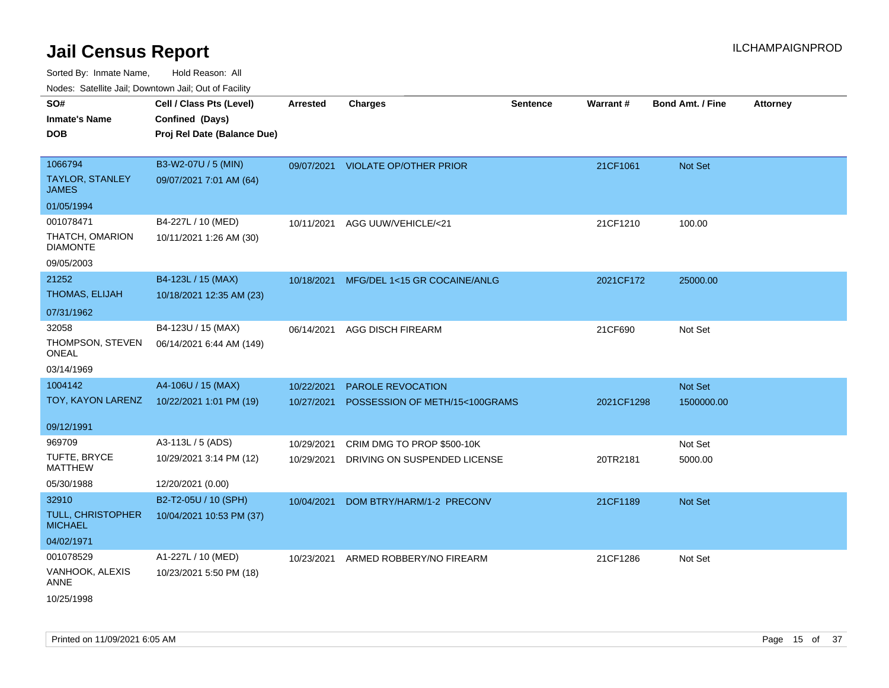# Jail Census Report

ILCHAMPAIGNPROD

Sorted By: Inmate Name, Hold Reason: All

Nodes: Satellite Jail; Downtown Jail; Out of Facility

| SO# / Inmate's Name / DOB | Cell / Class Pts (Level) / Confined (Days) / Proj Rel Date (Balance Due) | Arrested | Charges | Sentence | Warrant # | Bond Amt. / Fine | Attorney |
|---|---|---|---|---|---|---|---|
| 1066794<br>TAYLOR, STANLEY JAMES<br>01/05/1994 | B3-W2-07U / 5 (MIN)<br>09/07/2021 7:01 AM (64) | 09/07/2021 | VIOLATE OP/OTHER PRIOR | | 21CF1061 | Not Set | |
| 001078471<br>THATCH, OMARION DIAMONTE<br>09/05/2003 | B4-227L / 10 (MED)<br>10/11/2021 1:26 AM (30) | 10/11/2021 | AGG UUW/VEHICLE/<21 | | 21CF1210 | 100.00 | |
| 21252<br>THOMAS, ELIJAH<br>07/31/1962 | B4-123L / 15 (MAX)<br>10/18/2021 12:35 AM (23) | 10/18/2021 | MFG/DEL 1<15 GR COCAINE/ANLG | | 2021CF172 | 25000.00 | |
| 32058<br>THOMPSON, STEVEN ONEAL<br>03/14/1969 | B4-123U / 15 (MAX)<br>06/14/2021 6:44 AM (149) | 06/14/2021 | AGG DISCH FIREARM | | 21CF690 | Not Set | |
| 1004142<br>TOY, KAYON LARENZ<br>09/12/1991 | A4-106U / 15 (MAX)<br>10/22/2021 1:01 PM (19) | 10/22/2021 | PAROLE REVOCATION | | | Not Set | |
| | | 10/27/2021 | POSSESSION OF METH/15<100GRAMS | | 2021CF1298 | 1500000.00 | |
| 969709<br>TUFTE, BRYCE MATTHEW<br>05/30/1988 | A3-113L / 5 (ADS)<br>10/29/2021 3:14 PM (12)<br>12/20/2021 (0.00) | 10/29/2021 | CRIM DMG TO PROP $500-10K | | | Not Set | |
| | | 10/29/2021 | DRIVING ON SUSPENDED LICENSE | | 20TR2181 | 5000.00 | |
| 32910<br>TULL, CHRISTOPHER MICHAEL<br>04/02/1971 | B2-T2-05U / 10 (SPH)<br>10/04/2021 10:53 PM (37) | 10/04/2021 | DOM BTRY/HARM/1-2 PRECONV | | 21CF1189 | Not Set | |
| 001078529<br>VANHOOK, ALEXIS ANNE<br>10/25/1998 | A1-227L / 10 (MED)<br>10/23/2021 5:50 PM (18) | 10/23/2021 | ARMED ROBBERY/NO FIREARM | | 21CF1286 | Not Set | |

Printed on 11/09/2021 6:05 AM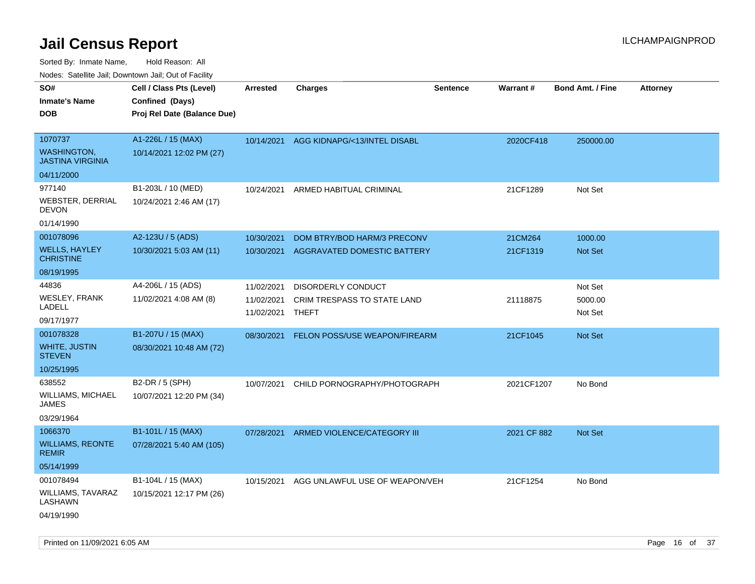# Jail Census Report

ILCHAMPAIGNPROD

Sorted By: Inmate Name, Hold Reason: All

Nodes: Satellite Jail; Downtown Jail; Out of Facility

| SO# / Inmate's Name / DOB | Cell / Class Pts (Level) / Confined (Days) / Proj Rel Date (Balance Due) | Arrested | Charges | Sentence | Warrant # | Bond Amt. / Fine | Attorney |
|---|---|---|---|---|---|---|---|
| 1070737<br>WASHINGTON, JASTINA VIRGINIA<br>04/11/2000 | A1-226L / 15 (MAX)<br>10/14/2021 12:02 PM (27) | 10/14/2021 | AGG KIDNAPG/<13/INTEL DISABL | | 2020CF418 | 250000.00 | |
| 977140<br>WEBSTER, DERRIAL DEVON<br>01/14/1990 | B1-203L / 10 (MED)<br>10/24/2021 2:46 AM (17) | 10/24/2021 | ARMED HABITUAL CRIMINAL | | 21CF1289 | Not Set | |
| 001078096<br>WELLS, HAYLEY CHRISTINE<br>08/19/1995 | A2-123U / 5 (ADS)<br>10/30/2021 5:03 AM (11) | 10/30/2021<br>10/30/2021 | DOM BTRY/BOD HARM/3 PRECONV<br>AGGRAVATED DOMESTIC BATTERY | | 21CM264<br>21CF1319 | 1000.00<br>Not Set | |
| 44836<br>WESLEY, FRANK LADELL<br>09/17/1977 | A4-206L / 15 (ADS)<br>11/02/2021 4:08 AM (8) | 11/02/2021<br>11/02/2021<br>11/02/2021 | DISORDERLY CONDUCT<br>CRIM TRESPASS TO STATE LAND<br>THEFT | | <br>21118875<br> | Not Set<br>5000.00<br>Not Set | |
| 001078328<br>WHITE, JUSTIN STEVEN<br>10/25/1995 | B1-207U / 15 (MAX)<br>08/30/2021 10:48 AM (72) | 08/30/2021 | FELON POSS/USE WEAPON/FIREARM | | 21CF1045 | Not Set | |
| 638552<br>WILLIAMS, MICHAEL JAMES<br>03/29/1964 | B2-DR / 5 (SPH)<br>10/07/2021 12:20 PM (34) | 10/07/2021 | CHILD PORNOGRAPHY/PHOTOGRAPH | | 2021CF1207 | No Bond | |
| 1066370<br>WILLIAMS, REONTE REMIR<br>05/14/1999 | B1-101L / 15 (MAX)<br>07/28/2021 5:40 AM (105) | 07/28/2021 | ARMED VIOLENCE/CATEGORY III | | 2021 CF 882 | Not Set | |
| 001078494<br>WILLIAMS, TAVARAZ LASHAWN<br>04/19/1990 | B1-104L / 15 (MAX)<br>10/15/2021 12:17 PM (26) | 10/15/2021 | AGG UNLAWFUL USE OF WEAPON/VEH | | 21CF1254 | No Bond | |

Printed on 11/09/2021 6:05 AM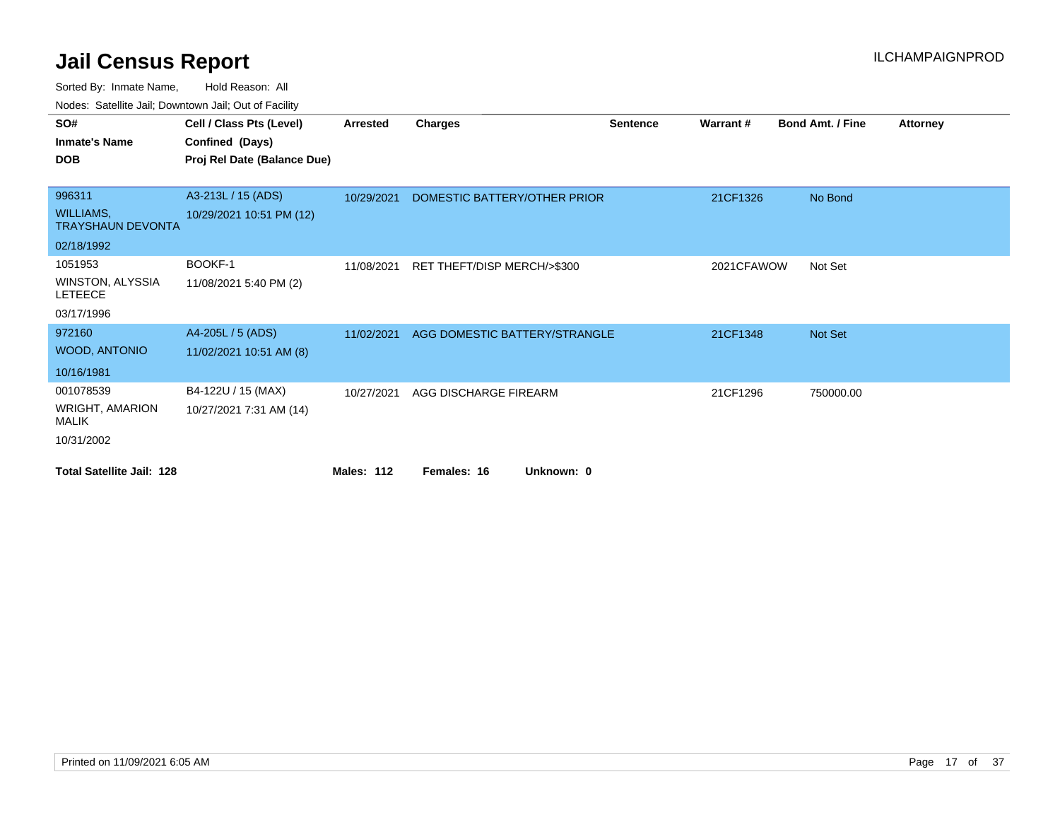# Jail Census Report

ILCHAMPAIGNPROD

Sorted By: Inmate Name, Hold Reason: All

Nodes: Satellite Jail; Downtown Jail; Out of Facility

| SO# / Inmate's Name / DOB | Cell / Class Pts (Level) / Confined (Days) / Proj Rel Date (Balance Due) | Arrested | Charges | Sentence | Warrant # | Bond Amt. / Fine | Attorney |
|---|---|---|---|---|---|---|---|
| 996311 WILLIAMS, TRAYSHAUN DEVONTA 02/18/1992 | A3-213L / 15 (ADS) 10/29/2021 10:51 PM (12) | 10/29/2021 | DOMESTIC BATTERY/OTHER PRIOR | | 21CF1326 | No Bond | |
| 1051953 WINSTON, ALYSSIA LETEECE 03/17/1996 | BOOKF-1 11/08/2021 5:40 PM (2) | 11/08/2021 | RET THEFT/DISP MERCH/>$300 | | 2021CFAWOW | Not Set | |
| 972160 WOOD, ANTONIO 10/16/1981 | A4-205L / 5 (ADS) 11/02/2021 10:51 AM (8) | 11/02/2021 | AGG DOMESTIC BATTERY/STRANGLE | | 21CF1348 | Not Set | |
| 001078539 WRIGHT, AMARION MALIK 10/31/2002 | B4-122U / 15 (MAX) 10/27/2021 7:31 AM (14) | 10/27/2021 | AGG DISCHARGE FIREARM | | 21CF1296 | 750000.00 | |

**Total Satellite Jail: 128** **Males: 112** **Females: 16** **Unknown: 0**

Printed on 11/09/2021 6:05 AM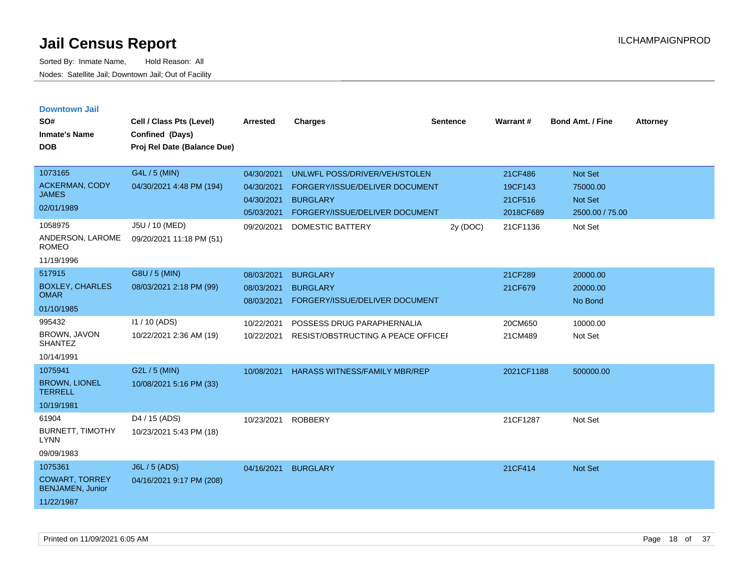# Jail Census Report

ILCHAMPAIGNPROD

Sorted By: Inmate Name, Hold Reason: All

Nodes: Satellite Jail; Downtown Jail; Out of Facility

## Downtown Jail

| SO# / Inmate's Name / DOB | Cell / Class Pts (Level) / Confined (Days) / Proj Rel Date (Balance Due) | Arrested | Charges | Sentence | Warrant # | Bond Amt. / Fine | Attorney |
|---|---|---|---|---|---|---|---|
| 1073165 ACKERMAN, CODY JAMES 02/01/1989 | G4L / 5 (MIN) 04/30/2021 4:48 PM (194) | 04/30/2021 | UNLWFL POSS/DRIVER/VEH/STOLEN | | 21CF486 | Not Set | |
| | | 04/30/2021 | FORGERY/ISSUE/DELIVER DOCUMENT | | 19CF143 | 75000.00 | |
| | | 04/30/2021 | BURGLARY | | 21CF516 | Not Set | |
| | | 05/03/2021 | FORGERY/ISSUE/DELIVER DOCUMENT | | 2018CF689 | 2500.00 / 75.00 | |
| 1058975 ANDERSON, LAROME ROMEO 11/19/1996 | J5U / 10 (MED) 09/20/2021 11:18 PM (51) | 09/20/2021 | DOMESTIC BATTERY | 2y (DOC) | 21CF1136 | Not Set | |
| 517915 BOXLEY, CHARLES OMAR 01/10/1985 | G8U / 5 (MIN) 08/03/2021 2:18 PM (99) | 08/03/2021 | BURGLARY | | 21CF289 | 20000.00 | |
| | | 08/03/2021 | BURGLARY | | 21CF679 | 20000.00 | |
| | | 08/03/2021 | FORGERY/ISSUE/DELIVER DOCUMENT | | | No Bond | |
| 995432 BROWN, JAVON SHANTEZ 10/14/1991 | I1 / 10 (ADS) 10/22/2021 2:36 AM (19) | 10/22/2021 | POSSESS DRUG PARAPHERNALIA | | 20CM650 | 10000.00 | |
| | | 10/22/2021 | RESIST/OBSTRUCTING A PEACE OFFICEI | | 21CM489 | Not Set | |
| 1075941 BROWN, LIONEL TERRELL 10/19/1981 | G2L / 5 (MIN) 10/08/2021 5:16 PM (33) | 10/08/2021 | HARASS WITNESS/FAMILY MBR/REP | | 2021CF1188 | 500000.00 | |
| 61904 BURNETT, TIMOTHY LYNN 09/09/1983 | D4 / 15 (ADS) 10/23/2021 5:43 PM (18) | 10/23/2021 | ROBBERY | | 21CF1287 | Not Set | |
| 1075361 COWART, TORREY BENJAMEN, Junior 11/22/1987 | J6L / 5 (ADS) 04/16/2021 9:17 PM (208) | 04/16/2021 | BURGLARY | | 21CF414 | Not Set | |

Printed on 11/09/2021 6:05 AM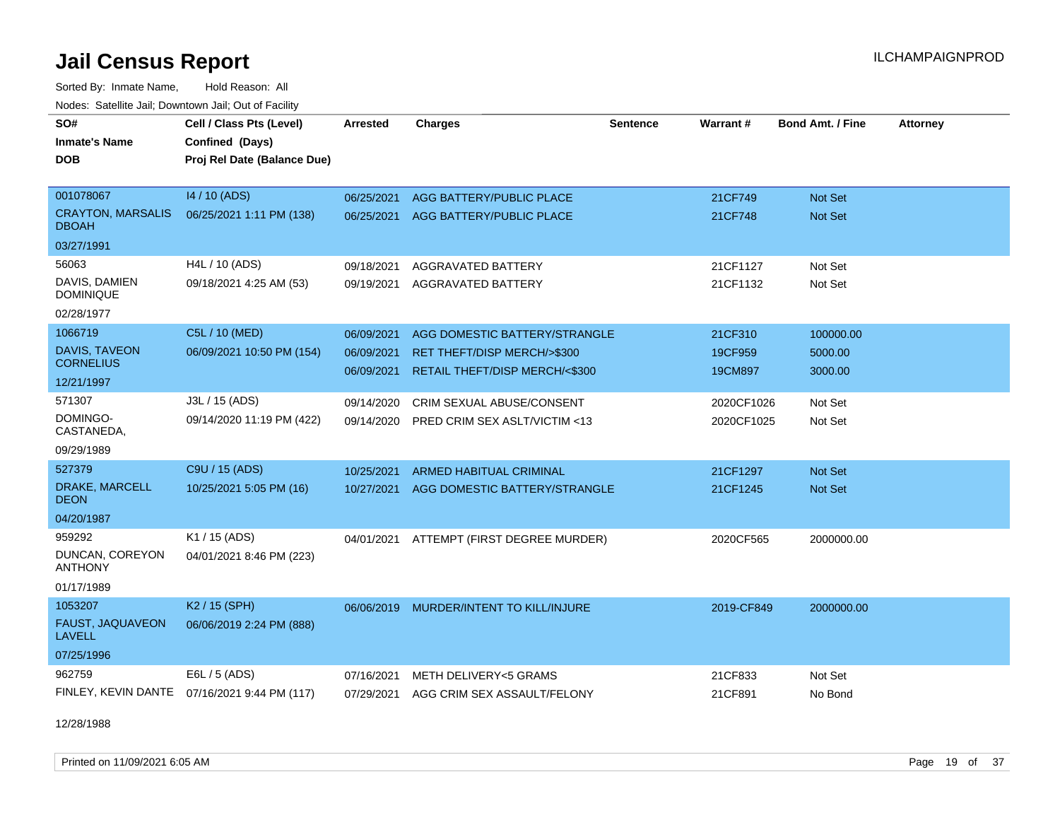# Jail Census Report

ILCHAMPAIGNPROD

Sorted By: Inmate Name, Hold Reason: All

Nodes: Satellite Jail; Downtown Jail; Out of Facility

| SO# / Inmate's Name / DOB | Cell / Class Pts (Level) / Confined (Days) / Proj Rel Date (Balance Due) | Arrested | Charges | Sentence | Warrant # | Bond Amt. / Fine | Attorney |
|---|---|---|---|---|---|---|---|
| 001078067<br>CRAYTON, MARSALIS DBOAH<br>03/27/1991 | I4 / 10 (ADS)<br>06/25/2021 1:11 PM (138) | 06/25/2021<br>06/25/2021 | AGG BATTERY/PUBLIC PLACE<br>AGG BATTERY/PUBLIC PLACE | | 21CF749<br>21CF748 | Not Set<br>Not Set | |
| 56063<br>DAVIS, DAMIEN DOMINIQUE<br>02/28/1977 | H4L / 10 (ADS)<br>09/18/2021 4:25 AM (53) | 09/18/2021<br>09/19/2021 | AGGRAVATED BATTERY<br>AGGRAVATED BATTERY | | 21CF1127<br>21CF1132 | Not Set<br>Not Set | |
| 1066719<br>DAVIS, TAVEON CORNELIUS<br>12/21/1997 | C5L / 10 (MED)<br>06/09/2021 10:50 PM (154) | 06/09/2021<br>06/09/2021<br>06/09/2021 | AGG DOMESTIC BATTERY/STRANGLE<br>RET THEFT/DISP MERCH/>$300<br>RETAIL THEFT/DISP MERCH/<$300 | | 21CF310<br>19CF959<br>19CM897 | 100000.00<br>5000.00<br>3000.00 | |
| 571307<br>DOMINGO-CASTANEDA,<br>09/29/1989 | J3L / 15 (ADS)<br>09/14/2020 11:19 PM (422) | 09/14/2020<br>09/14/2020 | CRIM SEXUAL ABUSE/CONSENT<br>PRED CRIM SEX ASLT/VICTIM <13 | | 2020CF1026<br>2020CF1025 | Not Set<br>Not Set | |
| 527379<br>DRAKE, MARCELL DEON<br>04/20/1987 | C9U / 15 (ADS)<br>10/25/2021 5:05 PM (16) | 10/25/2021<br>10/27/2021 | ARMED HABITUAL CRIMINAL<br>AGG DOMESTIC BATTERY/STRANGLE | | 21CF1297<br>21CF1245 | Not Set<br>Not Set | |
| 959292<br>DUNCAN, COREYON ANTHONY<br>01/17/1989 | K1 / 15 (ADS)<br>04/01/2021 8:46 PM (223) | 04/01/2021 | ATTEMPT (FIRST DEGREE MURDER) | | 2020CF565 | 2000000.00 | |
| 1053207<br>FAUST, JAQUAVEON LAVELL<br>07/25/1996 | K2 / 15 (SPH)<br>06/06/2019 2:24 PM (888) | 06/06/2019 | MURDER/INTENT TO KILL/INJURE | | 2019-CF849 | 2000000.00 | |
| 962759<br>FINLEY, KEVIN DANTE<br>12/28/1988 | E6L / 5 (ADS)<br>07/16/2021 9:44 PM (117) | 07/16/2021<br>07/29/2021 | METH DELIVERY<5 GRAMS<br>AGG CRIM SEX ASSAULT/FELONY | | 21CF833<br>21CF891 | Not Set<br>No Bond | |

Printed on 11/09/2021 6:05 AM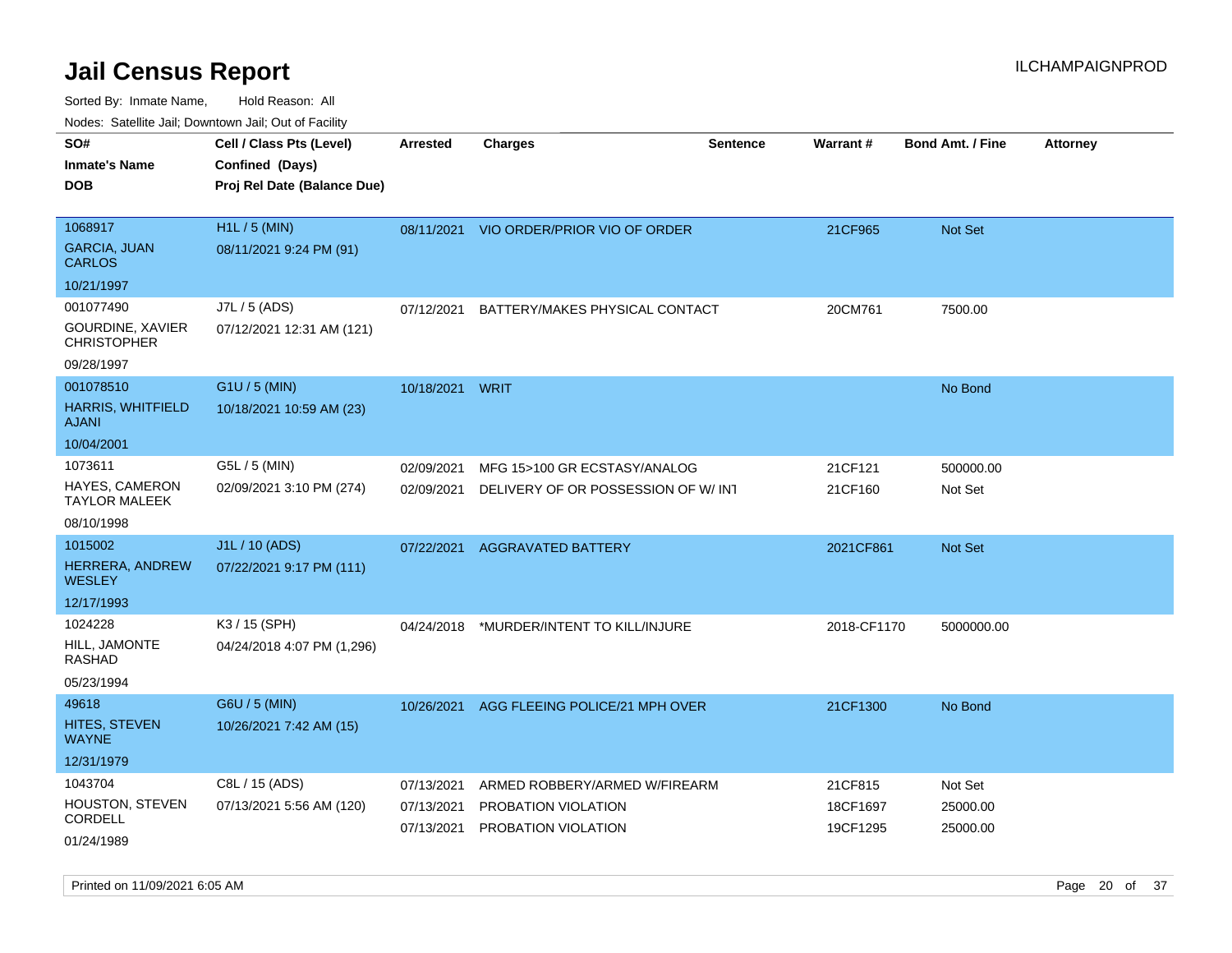# Jail Census Report

ILCHAMPAIGNPROD

Sorted By: Inmate Name, Hold Reason: All

Nodes: Satellite Jail; Downtown Jail; Out of Facility

| SO# / Inmate's Name / DOB | Cell / Class Pts (Level) / Confined (Days) / Proj Rel Date (Balance Due) | Arrested | Charges | Sentence | Warrant # | Bond Amt. / Fine | Attorney |
|---|---|---|---|---|---|---|---|
| 1068917<br>GARCIA, JUAN CARLOS<br>10/21/1997 | H1L / 5 (MIN)<br>08/11/2021 9:24 PM (91) | 08/11/2021 | VIO ORDER/PRIOR VIO OF ORDER | | 21CF965 | Not Set | |
| 001077490<br>GOURDINE, XAVIER CHRISTOPHER<br>09/28/1997 | J7L / 5 (ADS)<br>07/12/2021 12:31 AM (121) | 07/12/2021 | BATTERY/MAKES PHYSICAL CONTACT | | 20CM761 | 7500.00 | |
| 001078510<br>HARRIS, WHITFIELD AJANI<br>10/04/2001 | G1U / 5 (MIN)<br>10/18/2021 10:59 AM (23) | 10/18/2021 | WRIT | | | No Bond | |
| 1073611<br>HAYES, CAMERON TAYLOR MALEEK<br>08/10/1998 | G5L / 5 (MIN)<br>02/09/2021 3:10 PM (274) | 02/09/2021<br>02/09/2021 | MFG 15>100 GR ECSTASY/ANALOG<br>DELIVERY OF OR POSSESSION OF W/ INT | | 21CF121<br>21CF160 | 500000.00<br>Not Set | |
| 1015002<br>HERRERA, ANDREW WESLEY<br>12/17/1993 | J1L / 10 (ADS)<br>07/22/2021 9:17 PM (111) | 07/22/2021 | AGGRAVATED BATTERY | | 2021CF861 | Not Set | |
| 1024228<br>HILL, JAMONTE RASHAD<br>05/23/1994 | K3 / 15 (SPH)<br>04/24/2018 4:07 PM (1,296) | 04/24/2018 | *MURDER/INTENT TO KILL/INJURE | | 2018-CF1170 | 5000000.00 | |
| 49618<br>HITES, STEVEN WAYNE<br>12/31/1979 | G6U / 5 (MIN)<br>10/26/2021 7:42 AM (15) | 10/26/2021 | AGG FLEEING POLICE/21 MPH OVER | | 21CF1300 | No Bond | |
| 1043704<br>HOUSTON, STEVEN CORDELL<br>01/24/1989 | C8L / 15 (ADS)<br>07/13/2021 5:56 AM (120) | 07/13/2021<br>07/13/2021<br>07/13/2021 | ARMED ROBBERY/ARMED W/FIREARM<br>PROBATION VIOLATION<br>PROBATION VIOLATION | | 21CF815<br>18CF1697<br>19CF1295 | Not Set<br>25000.00<br>25000.00 | |

Printed on 11/09/2021 6:05 AM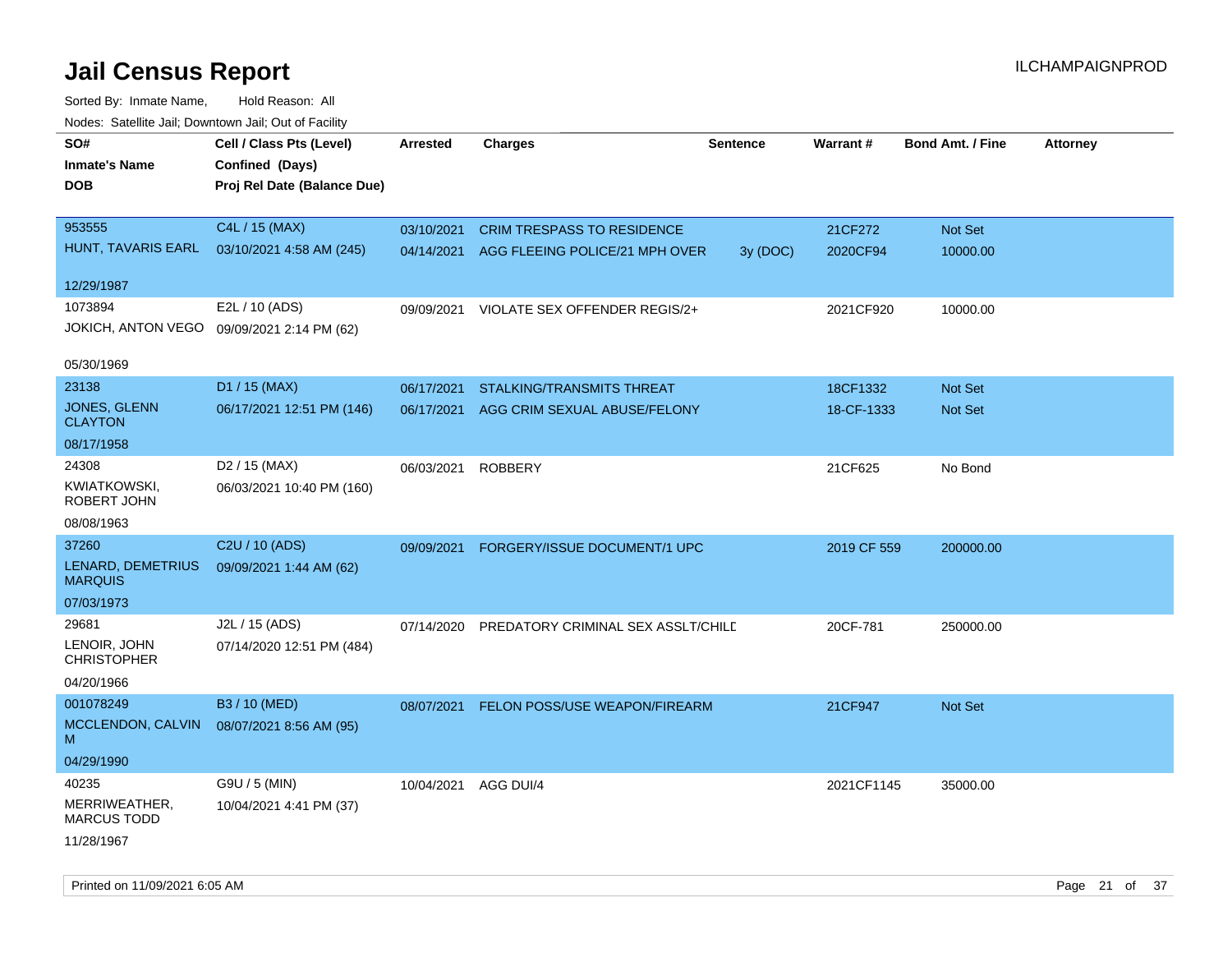# Jail Census Report

ILCHAMPAIGNPROD

Sorted By: Inmate Name, Hold Reason: All

Nodes: Satellite Jail; Downtown Jail; Out of Facility

| SO# / Inmate's Name / DOB | Cell / Class Pts (Level) / Confined (Days) / Proj Rel Date (Balance Due) | Arrested | Charges | Sentence | Warrant # | Bond Amt. / Fine | Attorney |
|---|---|---|---|---|---|---|---|
| 953555<br>HUNT, TAVARIS EARL<br>12/29/1987 | C4L / 15 (MAX)<br>03/10/2021 4:58 AM (245) | 03/10/2021 | CRIM TRESPASS TO RESIDENCE | | 21CF272 | Not Set | |
| | | 04/14/2021 | AGG FLEEING POLICE/21 MPH OVER | 3y (DOC) | 2020CF94 | 10000.00 | |
| 1073894<br>JOKICH, ANTON VEGO<br>05/30/1969 | E2L / 10 (ADS)<br>09/09/2021 2:14 PM (62) | 09/09/2021 | VIOLATE SEX OFFENDER REGIS/2+ | | 2021CF920 | 10000.00 | |
| 23138<br>JONES, GLENN CLAYTON<br>08/17/1958 | D1 / 15 (MAX)<br>06/17/2021 12:51 PM (146) | 06/17/2021 | STALKING/TRANSMITS THREAT | | 18CF1332 | Not Set | |
| | | 06/17/2021 | AGG CRIM SEXUAL ABUSE/FELONY | | 18-CF-1333 | Not Set | |
| 24308<br>KWIATKOWSKI, ROBERT JOHN<br>08/08/1963 | D2 / 15 (MAX)<br>06/03/2021 10:40 PM (160) | 06/03/2021 | ROBBERY | | 21CF625 | No Bond | |
| 37260<br>LENARD, DEMETRIUS MARQUIS<br>07/03/1973 | C2U / 10 (ADS)<br>09/09/2021 1:44 AM (62) | 09/09/2021 | FORGERY/ISSUE DOCUMENT/1 UPC | | 2019 CF 559 | 200000.00 | |
| 29681<br>LENOIR, JOHN CHRISTOPHER<br>04/20/1966 | J2L / 15 (ADS)<br>07/14/2020 12:51 PM (484) | 07/14/2020 | PREDATORY CRIMINAL SEX ASSLT/CHILD | | 20CF-781 | 250000.00 | |
| 001078249<br>MCCLENDON, CALVIN M<br>04/29/1990 | B3 / 10 (MED)<br>08/07/2021 8:56 AM (95) | 08/07/2021 | FELON POSS/USE WEAPON/FIREARM | | 21CF947 | Not Set | |
| 40235<br>MERRIWEATHER, MARCUS TODD<br>11/28/1967 | G9U / 5 (MIN)<br>10/04/2021 4:41 PM (37) | 10/04/2021 | AGG DUI/4 | | 2021CF1145 | 35000.00 | |

Printed on 11/09/2021 6:05 AM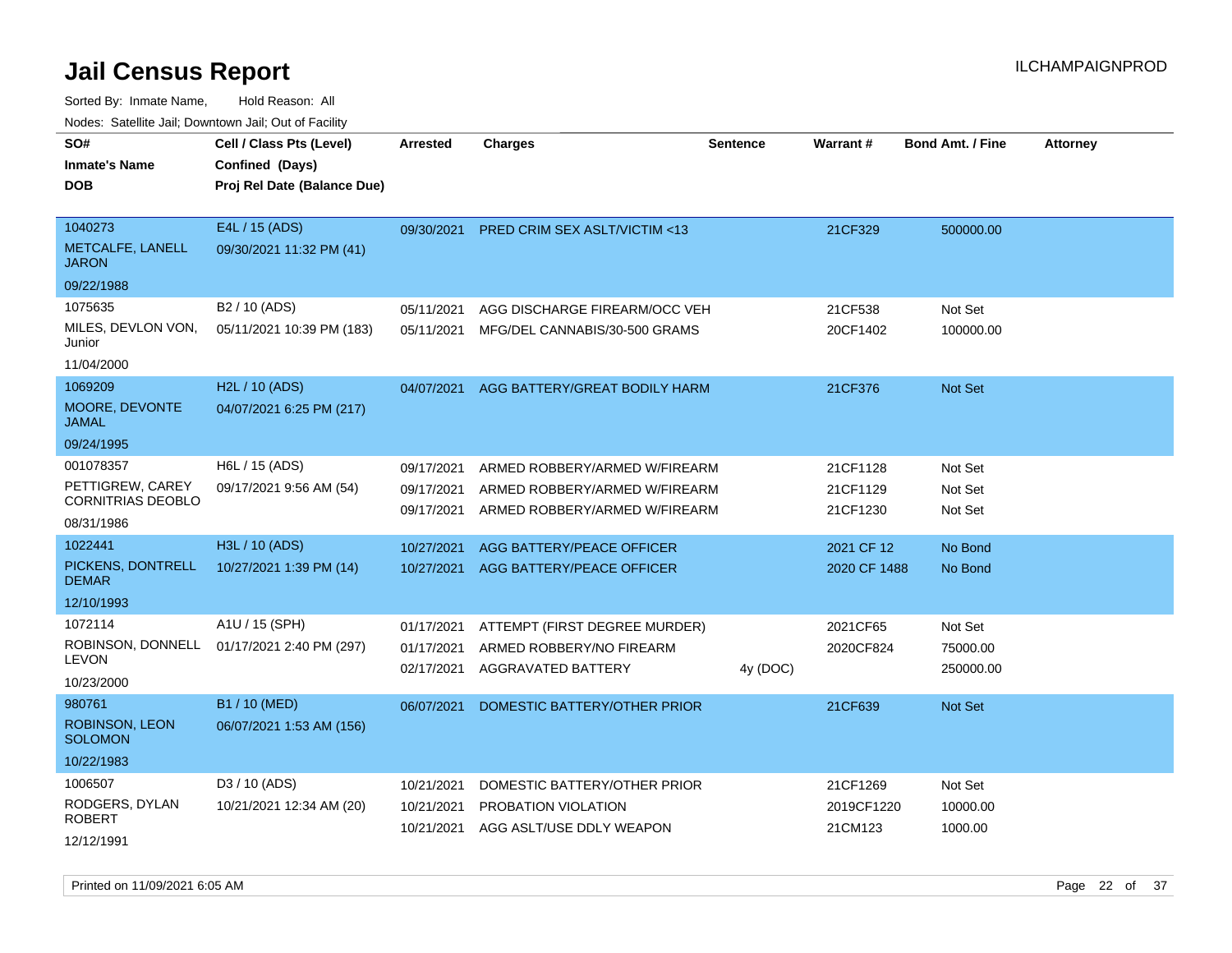# Jail Census Report

Sorted By: Inmate Name, Hold Reason: All

Nodes: Satellite Jail; Downtown Jail; Out of Facility

| SO# / Inmate's Name / DOB | Cell / Class Pts (Level) / Confined (Days) / Proj Rel Date (Balance Due) | Arrested | Charges | Sentence | Warrant # | Bond Amt. / Fine | Attorney |
|---|---|---|---|---|---|---|---|
| 1040273 METCALFE, LANELL JARON 09/22/1988 | E4L / 15 (ADS) 09/30/2021 11:32 PM (41) | 09/30/2021 | PRED CRIM SEX ASLT/VICTIM <13 | | 21CF329 | 500000.00 | |
| 1075635 MILES, DEVLON VON, Junior 11/04/2000 | B2 / 10 (ADS) 05/11/2021 10:39 PM (183) | 05/11/2021 | AGG DISCHARGE FIREARM/OCC VEH | | 21CF538 | Not Set | |
| | | 05/11/2021 | MFG/DEL CANNABIS/30-500 GRAMS | | 20CF1402 | 100000.00 | |
| 1069209 MOORE, DEVONTE JAMAL 09/24/1995 | H2L / 10 (ADS) 04/07/2021 6:25 PM (217) | 04/07/2021 | AGG BATTERY/GREAT BODILY HARM | | 21CF376 | Not Set | |
| 001078357 PETTIGREW, CAREY CORNITRIAS DEOBLO 08/31/1986 | H6L / 15 (ADS) 09/17/2021 9:56 AM (54) | 09/17/2021 | ARMED ROBBERY/ARMED W/FIREARM | | 21CF1128 | Not Set | |
| | | 09/17/2021 | ARMED ROBBERY/ARMED W/FIREARM | | 21CF1129 | Not Set | |
| | | 09/17/2021 | ARMED ROBBERY/ARMED W/FIREARM | | 21CF1230 | Not Set | |
| 1022441 PICKENS, DONTRELL DEMAR 12/10/1993 | H3L / 10 (ADS) 10/27/2021 1:39 PM (14) | 10/27/2021 | AGG BATTERY/PEACE OFFICER | | 2021 CF 12 | No Bond | |
| | | 10/27/2021 | AGG BATTERY/PEACE OFFICER | | 2020 CF 1488 | No Bond | |
| 1072114 ROBINSON, DONNELL LEVON 10/23/2000 | A1U / 15 (SPH) 01/17/2021 2:40 PM (297) | 01/17/2021 | ATTEMPT (FIRST DEGREE MURDER) | | 2021CF65 | Not Set | |
| | | 01/17/2021 | ARMED ROBBERY/NO FIREARM | | 2020CF824 | 75000.00 | |
| | | 02/17/2021 | AGGRAVATED BATTERY | 4y (DOC) | | 250000.00 | |
| 980761 ROBINSON, LEON SOLOMON 10/22/1983 | B1 / 10 (MED) 06/07/2021 1:53 AM (156) | 06/07/2021 | DOMESTIC BATTERY/OTHER PRIOR | | 21CF639 | Not Set | |
| 1006507 RODGERS, DYLAN ROBERT 12/12/1991 | D3 / 10 (ADS) 10/21/2021 12:34 AM (20) | 10/21/2021 | DOMESTIC BATTERY/OTHER PRIOR | | 21CF1269 | Not Set | |
| | | 10/21/2021 | PROBATION VIOLATION | | 2019CF1220 | 10000.00 | |
| | | 10/21/2021 | AGG ASLT/USE DDLY WEAPON | | 21CM123 | 1000.00 | |

Printed on 11/09/2021 6:05 AM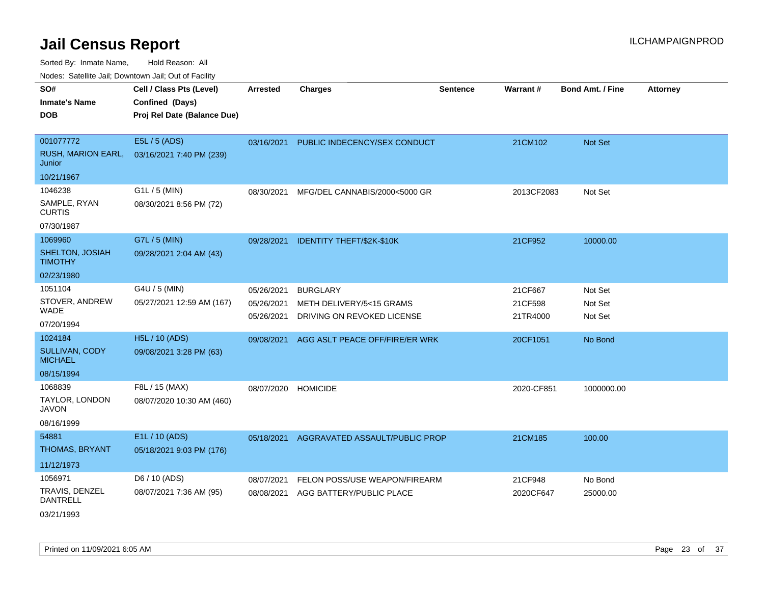# Jail Census Report

ILCHAMPAIGNPROD

Sorted By: Inmate Name, Hold Reason: All

Nodes: Satellite Jail; Downtown Jail; Out of Facility

| SO#<br>Inmate's Name<br>DOB | Cell / Class Pts (Level)<br>Confined (Days)<br>Proj Rel Date (Balance Due) | Arrested | Charges | Sentence | Warrant # | Bond Amt. / Fine | Attorney |
|---|---|---|---|---|---|---|---|
| 001077772<br>RUSH, MARION EARL, Junior<br>10/21/1967 | E5L / 5 (ADS)<br>03/16/2021 7:40 PM (239) | 03/16/2021 | PUBLIC INDECENCY/SEX CONDUCT | | 21CM102 | Not Set | |
| 1046238<br>SAMPLE, RYAN CURTIS<br>07/30/1987 | G1L / 5 (MIN)<br>08/30/2021 8:56 PM (72) | 08/30/2021 | MFG/DEL CANNABIS/2000<5000 GR | | 2013CF2083 | Not Set | |
| 1069960<br>SHELTON, JOSIAH TIMOTHY<br>02/23/1980 | G7L / 5 (MIN)<br>09/28/2021 2:04 AM (43) | 09/28/2021 | IDENTITY THEFT/$2K-$10K | | 21CF952 | 10000.00 | |
| 1051104<br>STOVER, ANDREW WADE<br>07/20/1994 | G4U / 5 (MIN)<br>05/27/2021 12:59 AM (167) | 05/26/2021 | BURGLARY | | 21CF667 | Not Set | |
| | | 05/26/2021 | METH DELIVERY/5<15 GRAMS | | 21CF598 | Not Set | |
| | | 05/26/2021 | DRIVING ON REVOKED LICENSE | | 21TR4000 | Not Set | |
| 1024184<br>SULLIVAN, CODY MICHAEL<br>08/15/1994 | H5L / 10 (ADS)<br>09/08/2021 3:28 PM (63) | 09/08/2021 | AGG ASLT PEACE OFF/FIRE/ER WRK | | 20CF1051 | No Bond | |
| 1068839<br>TAYLOR, LONDON JAVON<br>08/16/1999 | F8L / 15 (MAX)<br>08/07/2020 10:30 AM (460) | 08/07/2020 | HOMICIDE | | 2020-CF851 | 1000000.00 | |
| 54881<br>THOMAS, BRYANT<br>11/12/1973 | E1L / 10 (ADS)<br>05/18/2021 9:03 PM (176) | 05/18/2021 | AGGRAVATED ASSAULT/PUBLIC PROP | | 21CM185 | 100.00 | |
| 1056971<br>TRAVIS, DENZEL DANTRELL<br>03/21/1993 | D6 / 10 (ADS)<br>08/07/2021 7:36 AM (95) | 08/07/2021 | FELON POSS/USE WEAPON/FIREARM | | 21CF948 | No Bond | |
| | | 08/08/2021 | AGG BATTERY/PUBLIC PLACE | | 2020CF647 | 25000.00 | |

Printed on 11/09/2021 6:05 AM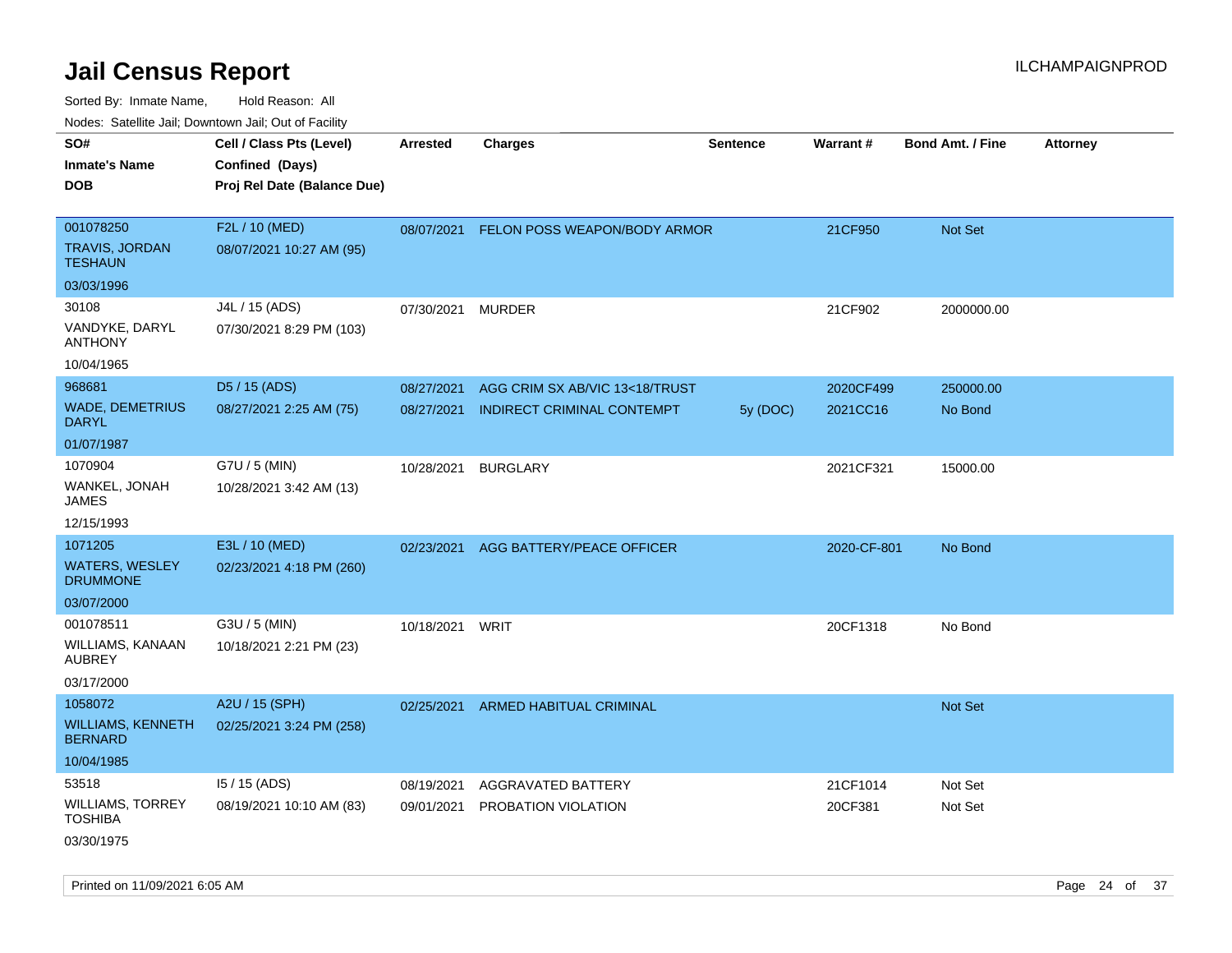# Jail Census Report

ILCHAMPAIGNPROD

Sorted By: Inmate Name, Hold Reason: All

Nodes: Satellite Jail; Downtown Jail; Out of Facility

| SO# / Inmate's Name / DOB | Cell / Class Pts (Level) / Confined (Days) / Proj Rel Date (Balance Due) | Arrested | Charges | Sentence | Warrant # | Bond Amt. / Fine | Attorney |
|---|---|---|---|---|---|---|---|
| 001078250 TRAVIS, JORDAN TESHAUN 03/03/1996 | F2L / 10 (MED) 08/07/2021 10:27 AM (95) | 08/07/2021 | FELON POSS WEAPON/BODY ARMOR | | 21CF950 | Not Set | |
| 30108 VANDYKE, DARYL ANTHONY 10/04/1965 | J4L / 15 (ADS) 07/30/2021 8:29 PM (103) | 07/30/2021 | MURDER | | 21CF902 | 2000000.00 | |
| 968681 WADE, DEMETRIUS DARYL 01/07/1987 | D5 / 15 (ADS) 08/27/2021 2:25 AM (75) | 08/27/2021 | AGG CRIM SX AB/VIC 13<18/TRUST | | 2020CF499 | 250000.00 | |
| | | 08/27/2021 | INDIRECT CRIMINAL CONTEMPT | 5y (DOC) | 2021CC16 | No Bond | |
| 1070904 WANKEL, JONAH JAMES 12/15/1993 | G7U / 5 (MIN) 10/28/2021 3:42 AM (13) | 10/28/2021 | BURGLARY | | 2021CF321 | 15000.00 | |
| 1071205 WATERS, WESLEY DRUMMONE 03/07/2000 | E3L / 10 (MED) 02/23/2021 4:18 PM (260) | 02/23/2021 | AGG BATTERY/PEACE OFFICER | | 2020-CF-801 | No Bond | |
| 001078511 WILLIAMS, KANAAN AUBREY 03/17/2000 | G3U / 5 (MIN) 10/18/2021 2:21 PM (23) | 10/18/2021 | WRIT | | 20CF1318 | No Bond | |
| 1058072 WILLIAMS, KENNETH BERNARD 10/04/1985 | A2U / 15 (SPH) 02/25/2021 3:24 PM (258) | 02/25/2021 | ARMED HABITUAL CRIMINAL | | | Not Set | |
| 53518 WILLIAMS, TORREY TOSHIBA 03/30/1975 | I5 / 15 (ADS) 08/19/2021 10:10 AM (83) | 08/19/2021 | AGGRAVATED BATTERY | | 21CF1014 | Not Set | |
| | | 09/01/2021 | PROBATION VIOLATION | | 20CF381 | Not Set | |

Printed on 11/09/2021 6:05 AM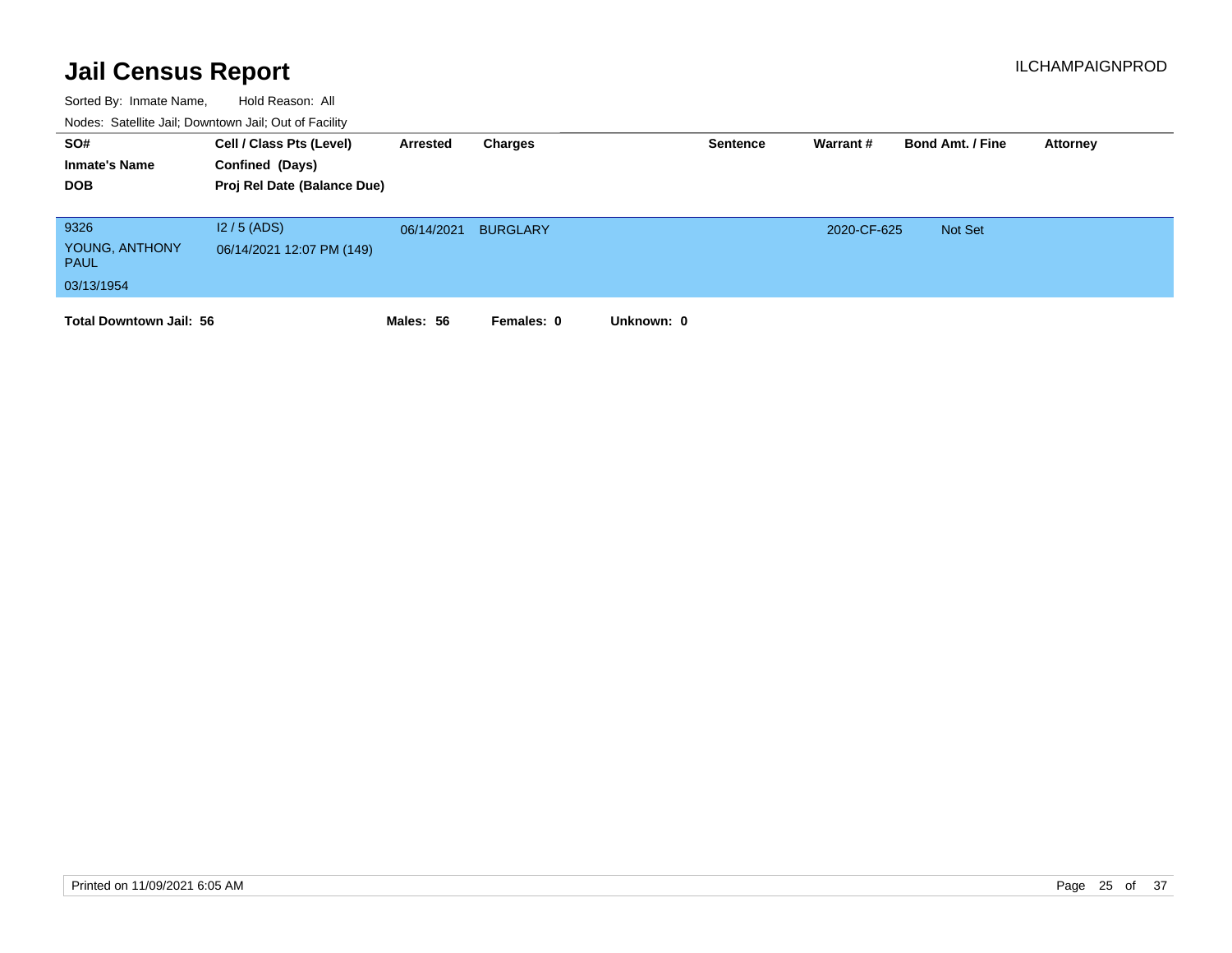# Jail Census Report

ILCHAMPAIGNPROD

Sorted By: Inmate Name, Hold Reason: All

Nodes: Satellite Jail; Downtown Jail; Out of Facility

| SO# / Inmate's Name / DOB | Cell / Class Pts (Level) / Confined (Days) / Proj Rel Date (Balance Due) | Arrested | Charges | Sentence | Warrant # | Bond Amt. / Fine | Attorney |
|---|---|---|---|---|---|---|---|
| 9326<br>YOUNG, ANTHONY PAUL<br>03/13/1954 | I2 / 5 (ADS)<br>06/14/2021 12:07 PM (149) | 06/14/2021 | BURGLARY | | 2020-CF-625 | Not Set | |

**Total Downtown Jail: 56** **Males: 56** **Females: 0** **Unknown: 0**

Printed on 11/09/2021 6:05 AM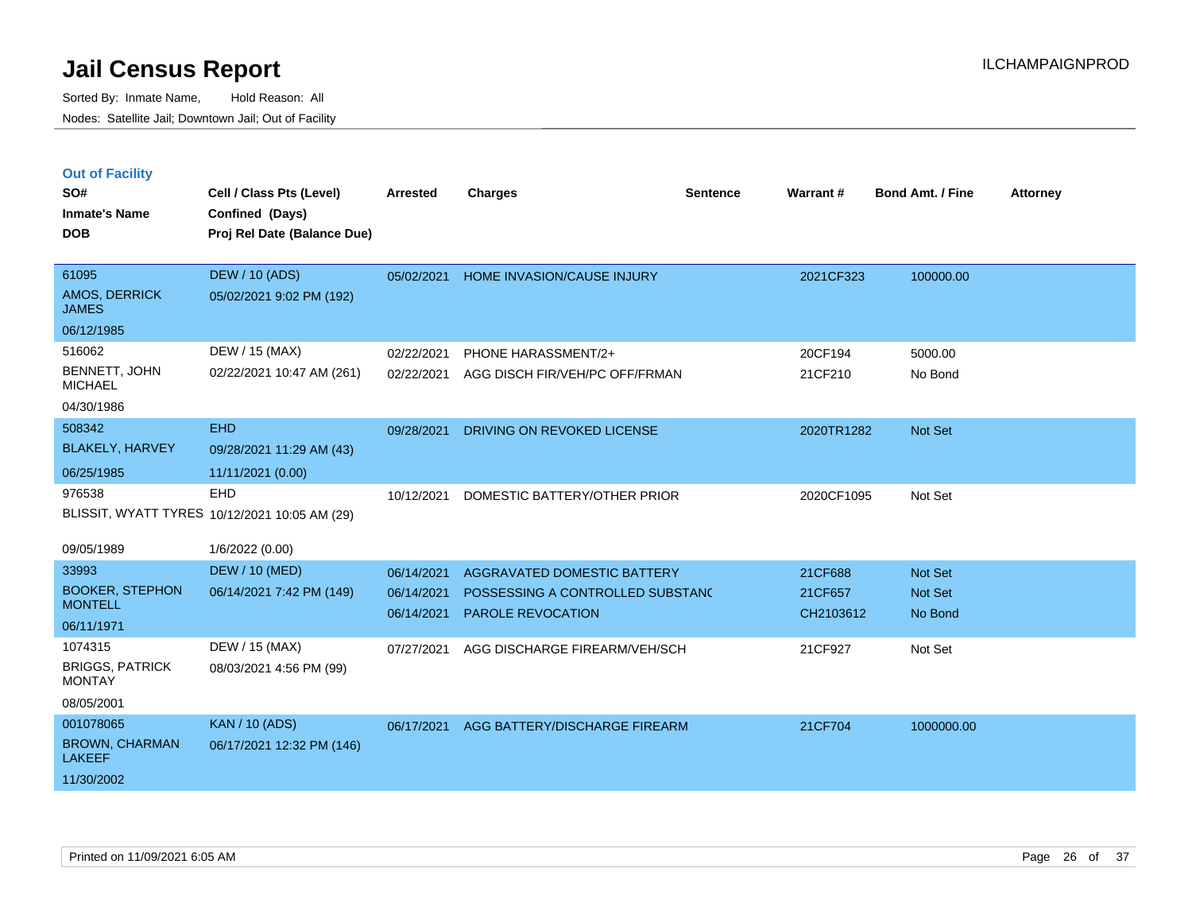# Jail Census Report

Sorted By: Inmate Name, Hold Reason: All

Nodes: Satellite Jail; Downtown Jail; Out of Facility

ILCHAMPAIGNPROD

## Out of Facility

| SO# / Inmate's Name / DOB | Cell / Class Pts (Level) / Confined (Days) / Proj Rel Date (Balance Due) | Arrested | Charges | Sentence | Warrant # | Bond Amt. / Fine | Attorney |
|---|---|---|---|---|---|---|---|
| 61095<br>AMOS, DERRICK JAMES<br>06/12/1985 | DEW / 10 (ADS)<br>05/02/2021 9:02 PM (192) | 05/02/2021 | HOME INVASION/CAUSE INJURY | | 2021CF323 | 100000.00 | |
| 516062<br>BENNETT, JOHN MICHAEL<br>04/30/1986 | DEW / 15 (MAX)<br>02/22/2021 10:47 AM (261) | 02/22/2021<br>02/22/2021 | PHONE HARASSMENT/2+<br>AGG DISCH FIR/VEH/PC OFF/FRMAN | | 20CF194<br>21CF210 | 5000.00<br>No Bond | |
| 508342<br>BLAKELY, HARVEY<br>06/25/1985 | EHD<br>09/28/2021 11:29 AM (43)<br>11/11/2021 (0.00) | 09/28/2021 | DRIVING ON REVOKED LICENSE | | 2020TR1282 | Not Set | |
| 976538<br>BLISSIT, WYATT TYRES<br>09/05/1989 | EHD<br>10/12/2021 10:05 AM (29)<br>1/6/2022 (0.00) | 10/12/2021 | DOMESTIC BATTERY/OTHER PRIOR | | 2020CF1095 | Not Set | |
| 33993<br>BOOKER, STEPHON MONTELL<br>06/11/1971 | DEW / 10 (MED)<br>06/14/2021 7:42 PM (149) | 06/14/2021<br>06/14/2021<br>06/14/2021 | AGGRAVATED DOMESTIC BATTERY<br>POSSESSING A CONTROLLED SUBSTANC<br>PAROLE REVOCATION | | 21CF688<br>21CF657<br>CH2103612 | Not Set<br>Not Set<br>No Bond | |
| 1074315<br>BRIGGS, PATRICK MONTAY<br>08/05/2001 | DEW / 15 (MAX)<br>08/03/2021 4:56 PM (99) | 07/27/2021 | AGG DISCHARGE FIREARM/VEH/SCH | | 21CF927 | Not Set | |
| 001078065<br>BROWN, CHARMAN LAKEEF<br>11/30/2002 | KAN / 10 (ADS)<br>06/17/2021 12:32 PM (146) | 06/17/2021 | AGG BATTERY/DISCHARGE FIREARM | | 21CF704 | 1000000.00 | |

Printed on 11/09/2021 6:05 AM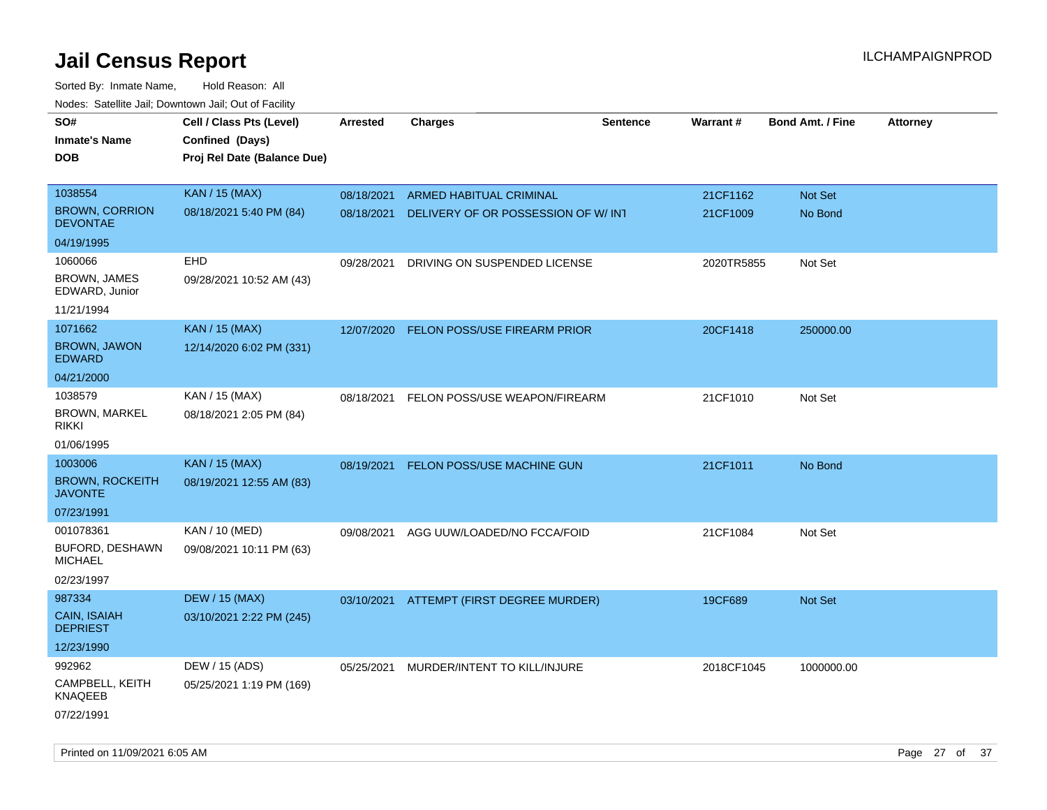# Jail Census Report

Sorted By: Inmate Name, Hold Reason: All

Nodes: Satellite Jail; Downtown Jail; Out of Facility

| SO# / Inmate's Name / DOB | Cell / Class Pts (Level) / Confined (Days) / Proj Rel Date (Balance Due) | Arrested | Charges | Sentence | Warrant # | Bond Amt. / Fine | Attorney |
|---|---|---|---|---|---|---|---|
| 1038554 BROWN, CORRION DEVONTAE 04/19/1995 | KAN / 15 (MAX) 08/18/2021 5:40 PM (84) | 08/18/2021 | ARMED HABITUAL CRIMINAL | | 21CF1162 | Not Set | |
| | | 08/18/2021 | DELIVERY OF OR POSSESSION OF W/ INT | | 21CF1009 | No Bond | |
| 1060066 BROWN, JAMES EDWARD, Junior 11/21/1994 | EHD 09/28/2021 10:52 AM (43) | 09/28/2021 | DRIVING ON SUSPENDED LICENSE | | 2020TR5855 | Not Set | |
| 1071662 BROWN, JAWON EDWARD 04/21/2000 | KAN / 15 (MAX) 12/14/2020 6:02 PM (331) | 12/07/2020 | FELON POSS/USE FIREARM PRIOR | | 20CF1418 | 250000.00 | |
| 1038579 BROWN, MARKEL RIKKI 01/06/1995 | KAN / 15 (MAX) 08/18/2021 2:05 PM (84) | 08/18/2021 | FELON POSS/USE WEAPON/FIREARM | | 21CF1010 | Not Set | |
| 1003006 BROWN, ROCKEITH JAVONTE 07/23/1991 | KAN / 15 (MAX) 08/19/2021 12:55 AM (83) | 08/19/2021 | FELON POSS/USE MACHINE GUN | | 21CF1011 | No Bond | |
| 001078361 BUFORD, DESHAWN MICHAEL 02/23/1997 | KAN / 10 (MED) 09/08/2021 10:11 PM (63) | 09/08/2021 | AGG UUW/LOADED/NO FCCA/FOID | | 21CF1084 | Not Set | |
| 987334 CAIN, ISAIAH DEPRIEST 12/23/1990 | DEW / 15 (MAX) 03/10/2021 2:22 PM (245) | 03/10/2021 | ATTEMPT (FIRST DEGREE MURDER) | | 19CF689 | Not Set | |
| 992962 CAMPBELL, KEITH KNAQEEB 07/22/1991 | DEW / 15 (ADS) 05/25/2021 1:19 PM (169) | 05/25/2021 | MURDER/INTENT TO KILL/INJURE | | 2018CF1045 | 1000000.00 | |

Printed on 11/09/2021 6:05 AM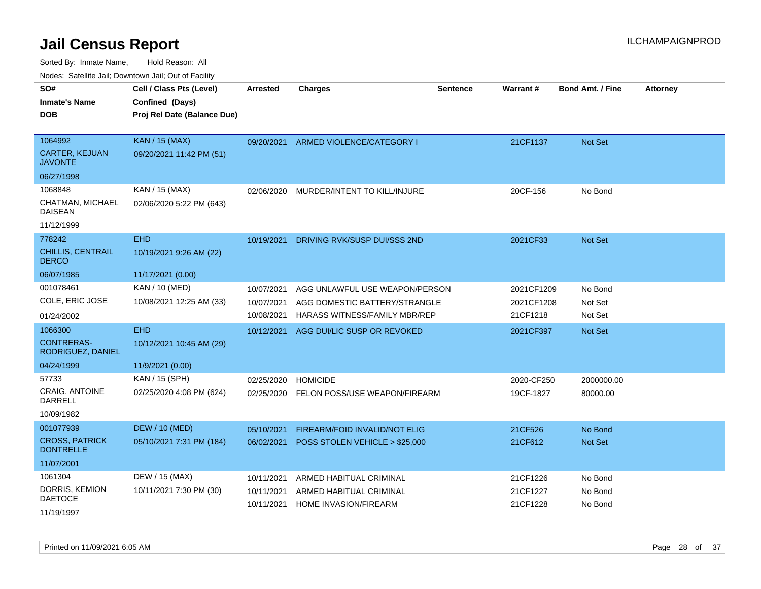# Jail Census Report

ILCHAMPAIGNPROD

Sorted By: Inmate Name, Hold Reason: All

Nodes: Satellite Jail; Downtown Jail; Out of Facility

| SO# / Inmate's Name / DOB | Cell / Class Pts (Level) / Confined (Days) / Proj Rel Date (Balance Due) | Arrested | Charges | Sentence | Warrant # | Bond Amt. / Fine | Attorney |
|---|---|---|---|---|---|---|---|
| 1064992 CARTER, KEJUAN JAVONTE 06/27/1998 | KAN / 15 (MAX) 09/20/2021 11:42 PM (51) | 09/20/2021 | ARMED VIOLENCE/CATEGORY I | | 21CF1137 | Not Set | |
| 1068848 CHATMAN, MICHAEL DAISEAN 11/12/1999 | KAN / 15 (MAX) 02/06/2020 5:22 PM (643) | 02/06/2020 | MURDER/INTENT TO KILL/INJURE | | 20CF-156 | No Bond | |
| 778242 CHILLIS, CENTRAIL DERCO 06/07/1985 | EHD 10/19/2021 9:26 AM (22) 11/17/2021 (0.00) | 10/19/2021 | DRIVING RVK/SUSP DUI/SSS 2ND | | 2021CF33 | Not Set | |
| 001078461 COLE, ERIC JOSE 01/24/2002 | KAN / 10 (MED) 10/08/2021 12:25 AM (33) | 10/07/2021 | AGG UNLAWFUL USE WEAPON/PERSON | | 2021CF1209 | No Bond | |
| | | 10/07/2021 | AGG DOMESTIC BATTERY/STRANGLE | | 2021CF1208 | Not Set | |
| | | 10/08/2021 | HARASS WITNESS/FAMILY MBR/REP | | 21CF1218 | Not Set | |
| 1066300 CONTRERAS-RODRIGUEZ, DANIEL 04/24/1999 | EHD 10/12/2021 10:45 AM (29) 11/9/2021 (0.00) | 10/12/2021 | AGG DUI/LIC SUSP OR REVOKED | | 2021CF397 | Not Set | |
| 57733 CRAIG, ANTOINE DARRELL 10/09/1982 | KAN / 15 (SPH) 02/25/2020 4:08 PM (624) | 02/25/2020 | HOMICIDE | | 2020-CF250 | 2000000.00 | |
| | | 02/25/2020 | FELON POSS/USE WEAPON/FIREARM | | 19CF-1827 | 80000.00 | |
| 001077939 CROSS, PATRICK DONTRELLE 11/07/2001 | DEW / 10 (MED) 05/10/2021 7:31 PM (184) | 05/10/2021 | FIREARM/FOID INVALID/NOT ELIG | | 21CF526 | No Bond | |
| | | 06/02/2021 | POSS STOLEN VEHICLE > $25,000 | | 21CF612 | Not Set | |
| 1061304 DORRIS, KEMION DAETOCE 11/19/1997 | DEW / 15 (MAX) 10/11/2021 7:30 PM (30) | 10/11/2021 | ARMED HABITUAL CRIMINAL | | 21CF1226 | No Bond | |
| | | 10/11/2021 | ARMED HABITUAL CRIMINAL | | 21CF1227 | No Bond | |
| | | 10/11/2021 | HOME INVASION/FIREARM | | 21CF1228 | No Bond | |

Printed on 11/09/2021 6:05 AM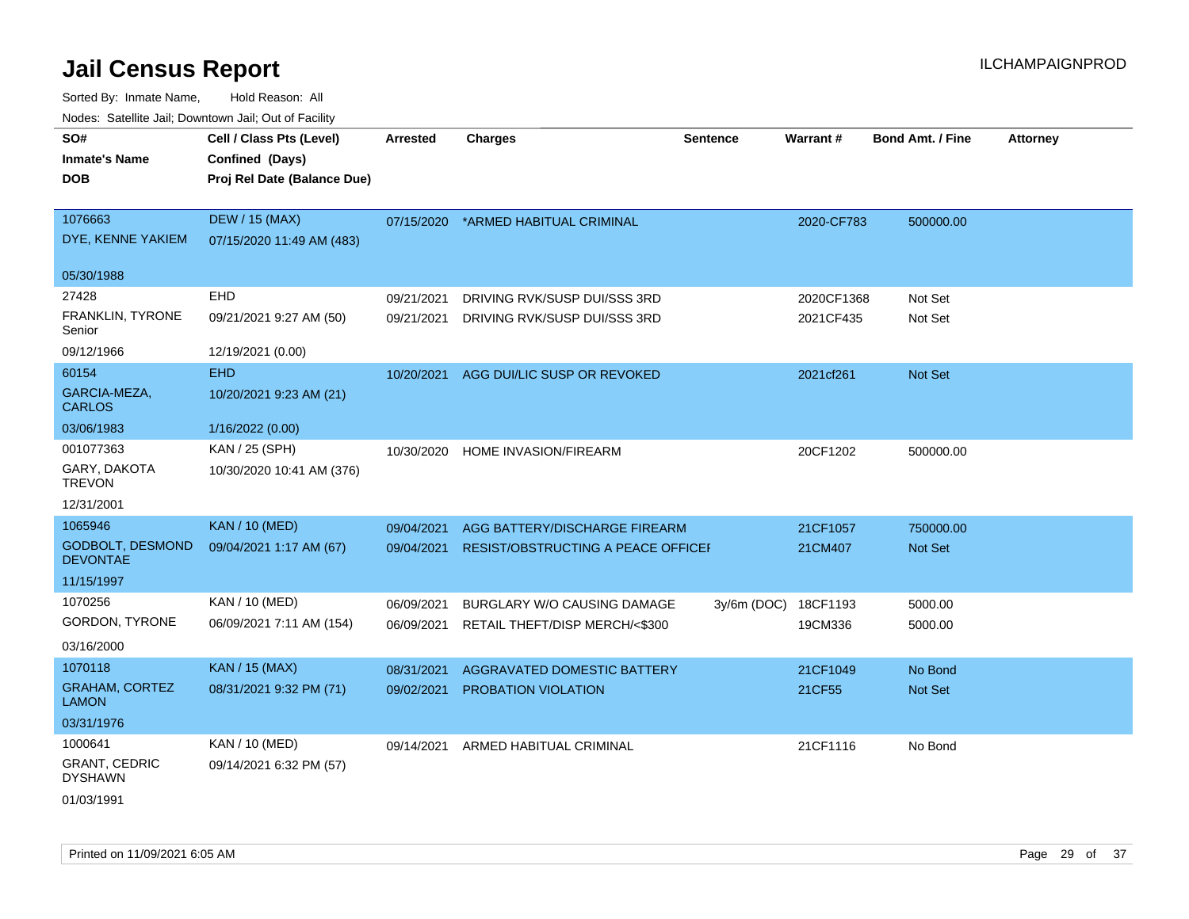# Jail Census Report

ILCHAMPAIGNPROD

Sorted By: Inmate Name, Hold Reason: All

Nodes: Satellite Jail; Downtown Jail; Out of Facility

| SO# / Inmate's Name / DOB | Cell / Class Pts (Level) / Confined (Days) / Proj Rel Date (Balance Due) | Arrested | Charges | Sentence | Warrant # | Bond Amt. / Fine | Attorney |
|---|---|---|---|---|---|---|---|
| 1076663<br>DYE, KENNE YAKIEM<br>05/30/1988 | DEW / 15 (MAX)<br>07/15/2020 11:49 AM (483) | 07/15/2020 | *ARMED HABITUAL CRIMINAL | | 2020-CF783 | 500000.00 | |
| 27428<br>FRANKLIN, TYRONE Senior<br>09/12/1966 | EHD<br>09/21/2021 9:27 AM (50)<br>12/19/2021 (0.00) | 09/21/2021<br>09/21/2021 | DRIVING RVK/SUSP DUI/SSS 3RD<br>DRIVING RVK/SUSP DUI/SSS 3RD | | 2020CF1368<br>2021CF435 | Not Set<br>Not Set | |
| 60154<br>GARCIA-MEZA, CARLOS<br>03/06/1983 | EHD<br>10/20/2021 9:23 AM (21)<br>1/16/2022 (0.00) | 10/20/2021 | AGG DUI/LIC SUSP OR REVOKED | | 2021cf261 | Not Set | |
| 001077363<br>GARY, DAKOTA TREVON<br>12/31/2001 | KAN / 25 (SPH)<br>10/30/2020 10:41 AM (376) | 10/30/2020 | HOME INVASION/FIREARM | | 20CF1202 | 500000.00 | |
| 1065946<br>GODBOLT, DESMOND DEVONTAE<br>11/15/1997 | KAN / 10 (MED)<br>09/04/2021 1:17 AM (67) | 09/04/2021<br>09/04/2021 | AGG BATTERY/DISCHARGE FIREARM<br>RESIST/OBSTRUCTING A PEACE OFFICEI | | 21CF1057<br>21CM407 | 750000.00<br>Not Set | |
| 1070256<br>GORDON, TYRONE<br>03/16/2000 | KAN / 10 (MED)<br>06/09/2021 7:11 AM (154) | 06/09/2021<br>06/09/2021 | BURGLARY W/O CAUSING DAMAGE<br>RETAIL THEFT/DISP MERCH/<$300 | 3y/6m (DOC) | 18CF1193<br>19CM336 | 5000.00<br>5000.00 | |
| 1070118<br>GRAHAM, CORTEZ LAMON<br>03/31/1976 | KAN / 15 (MAX)<br>08/31/2021 9:32 PM (71) | 08/31/2021<br>09/02/2021 | AGGRAVATED DOMESTIC BATTERY<br>PROBATION VIOLATION | | 21CF1049<br>21CF55 | No Bond<br>Not Set | |
| 1000641<br>GRANT, CEDRIC DYSHAWN<br>01/03/1991 | KAN / 10 (MED)<br>09/14/2021 6:32 PM (57) | 09/14/2021 | ARMED HABITUAL CRIMINAL | | 21CF1116 | No Bond | |

Printed on 11/09/2021 6:05 AM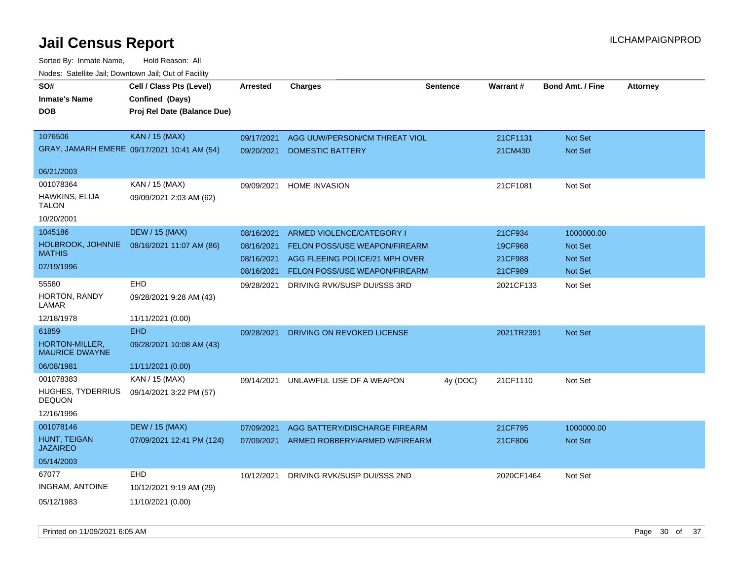# Jail Census Report

ILCHAMPAIGNPROD

Sorted By: Inmate Name, Hold Reason: All

Nodes: Satellite Jail; Downtown Jail; Out of Facility

| SO# / Inmate's Name / DOB | Cell / Class Pts (Level) / Confined (Days) / Proj Rel Date (Balance Due) | Arrested | Charges | Sentence | Warrant # | Bond Amt. / Fine | Attorney |
|---|---|---|---|---|---|---|---|
| 1076506<br>GRAY, JAMARH EMERE<br>06/21/2003 | KAN / 15 (MAX)<br>09/17/2021 10:41 AM (54) | 09/17/2021<br>09/20/2021 | AGG UUW/PERSON/CM THREAT VIOL<br>DOMESTIC BATTERY | | 21CF1131<br>21CM430 | Not Set<br>Not Set | |
| 001078364<br>HAWKINS, ELIJA TALON<br>10/20/2001 | KAN / 15 (MAX)<br>09/09/2021 2:03 AM (62) | 09/09/2021 | HOME INVASION | | 21CF1081 | Not Set | |
| 1045186<br>HOLBROOK, JOHNNIE MATHIS<br>07/19/1996 | DEW / 15 (MAX)<br>08/16/2021 11:07 AM (86) | 08/16/2021<br>08/16/2021<br>08/16/2021<br>08/16/2021 | ARMED VIOLENCE/CATEGORY I<br>FELON POSS/USE WEAPON/FIREARM<br>AGG FLEEING POLICE/21 MPH OVER<br>FELON POSS/USE WEAPON/FIREARM | | 21CF934<br>19CF968<br>21CF988<br>21CF989 | 1000000.00<br>Not Set<br>Not Set<br>Not Set | |
| 55580<br>HORTON, RANDY LAMAR<br>12/18/1978 | EHD<br>09/28/2021 9:28 AM (43)<br>11/11/2021 (0.00) | 09/28/2021 | DRIVING RVK/SUSP DUI/SSS 3RD | | 2021CF133 | Not Set | |
| 61859<br>HORTON-MILLER, MAURICE DWAYNE<br>06/08/1981 | EHD<br>09/28/2021 10:08 AM (43)<br>11/11/2021 (0.00) | 09/28/2021 | DRIVING ON REVOKED LICENSE | | 2021TR2391 | Not Set | |
| 001078383<br>HUGHES, TYDERRIUS DEQUON<br>12/16/1996 | KAN / 15 (MAX)<br>09/14/2021 3:22 PM (57) | 09/14/2021 | UNLAWFUL USE OF A WEAPON | 4y (DOC) | 21CF1110 | Not Set | |
| 001078146<br>HUNT, TEIGAN JAZAIREO<br>05/14/2003 | DEW / 15 (MAX)<br>07/09/2021 12:41 PM (124) | 07/09/2021<br>07/09/2021 | AGG BATTERY/DISCHARGE FIREARM<br>ARMED ROBBERY/ARMED W/FIREARM | | 21CF795<br>21CF806 | 1000000.00<br>Not Set | |
| 67077<br>INGRAM, ANTOINE<br>05/12/1983 | EHD<br>10/12/2021 9:19 AM (29)<br>11/10/2021 (0.00) | 10/12/2021 | DRIVING RVK/SUSP DUI/SSS 2ND | | 2020CF1464 | Not Set | |

Printed on 11/09/2021 6:05 AM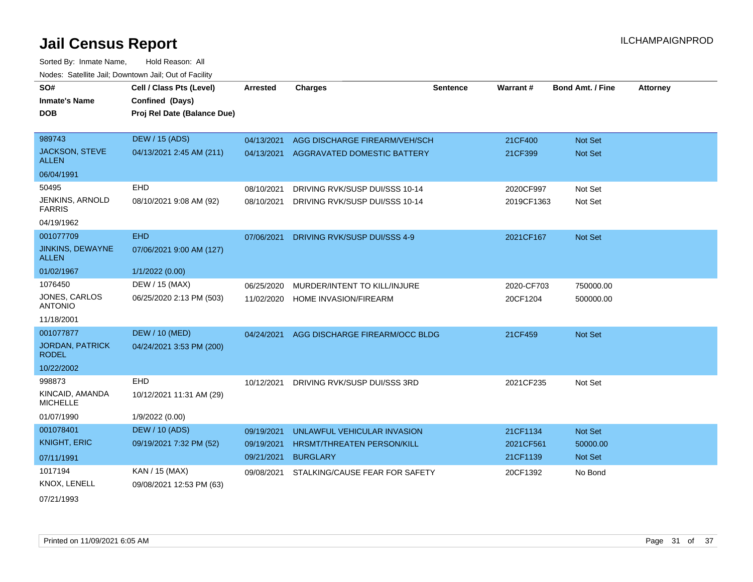# Jail Census Report

ILCHAMPAIGNPROD

Sorted By: Inmate Name, Hold Reason: All

Nodes: Satellite Jail; Downtown Jail; Out of Facility

| SO# / Inmate's Name / DOB | Cell / Class Pts (Level) / Confined (Days) / Proj Rel Date (Balance Due) | Arrested | Charges | Sentence | Warrant # | Bond Amt. / Fine | Attorney |
|---|---|---|---|---|---|---|---|
| 989743<br>JACKSON, STEVE ALLEN<br>06/04/1991 | DEW / 15 (ADS)<br>04/13/2021 2:45 AM (211) | 04/13/2021<br>04/13/2021 | AGG DISCHARGE FIREARM/VEH/SCH<br>AGGRAVATED DOMESTIC BATTERY | | 21CF400<br>21CF399 | Not Set<br>Not Set | |
| 50495<br>JENKINS, ARNOLD FARRIS<br>04/19/1962 | EHD<br>08/10/2021 9:08 AM (92) | 08/10/2021<br>08/10/2021 | DRIVING RVK/SUSP DUI/SSS 10-14<br>DRIVING RVK/SUSP DUI/SSS 10-14 | | 2020CF997<br>2019CF1363 | Not Set<br>Not Set | |
| 001077709<br>JINKINS, DEWAYNE ALLEN<br>01/02/1967 | EHD<br>07/06/2021 9:00 AM (127)<br>1/1/2022 (0.00) | 07/06/2021 | DRIVING RVK/SUSP DUI/SSS 4-9 | | 2021CF167 | Not Set | |
| 1076450<br>JONES, CARLOS ANTONIO<br>11/18/2001 | DEW / 15 (MAX)<br>06/25/2020 2:13 PM (503) | 06/25/2020<br>11/02/2020 | MURDER/INTENT TO KILL/INJURE<br>HOME INVASION/FIREARM | | 2020-CF703<br>20CF1204 | 750000.00<br>500000.00 | |
| 001077877<br>JORDAN, PATRICK RODEL<br>10/22/2002 | DEW / 10 (MED)<br>04/24/2021 3:53 PM (200) | 04/24/2021 | AGG DISCHARGE FIREARM/OCC BLDG | | 21CF459 | Not Set | |
| 998873<br>KINCAID, AMANDA MICHELLE<br>01/07/1990 | EHD<br>10/12/2021 11:31 AM (29)<br>1/9/2022 (0.00) | 10/12/2021 | DRIVING RVK/SUSP DUI/SSS 3RD | | 2021CF235 | Not Set | |
| 001078401<br>KNIGHT, ERIC<br>07/11/1991 | DEW / 10 (ADS)<br>09/19/2021 7:32 PM (52) | 09/19/2021<br>09/19/2021<br>09/21/2021 | UNLAWFUL VEHICULAR INVASION<br>HRSMT/THREATEN PERSON/KILL<br>BURGLARY | | 21CF1134<br>2021CF561<br>21CF1139 | Not Set<br>50000.00<br>Not Set | |
| 1017194<br>KNOX, LENELL<br>07/21/1993 | KAN / 15 (MAX)<br>09/08/2021 12:53 PM (63) | 09/08/2021 | STALKING/CAUSE FEAR FOR SAFETY | | 20CF1392 | No Bond | |

Printed on 11/09/2021 6:05 AM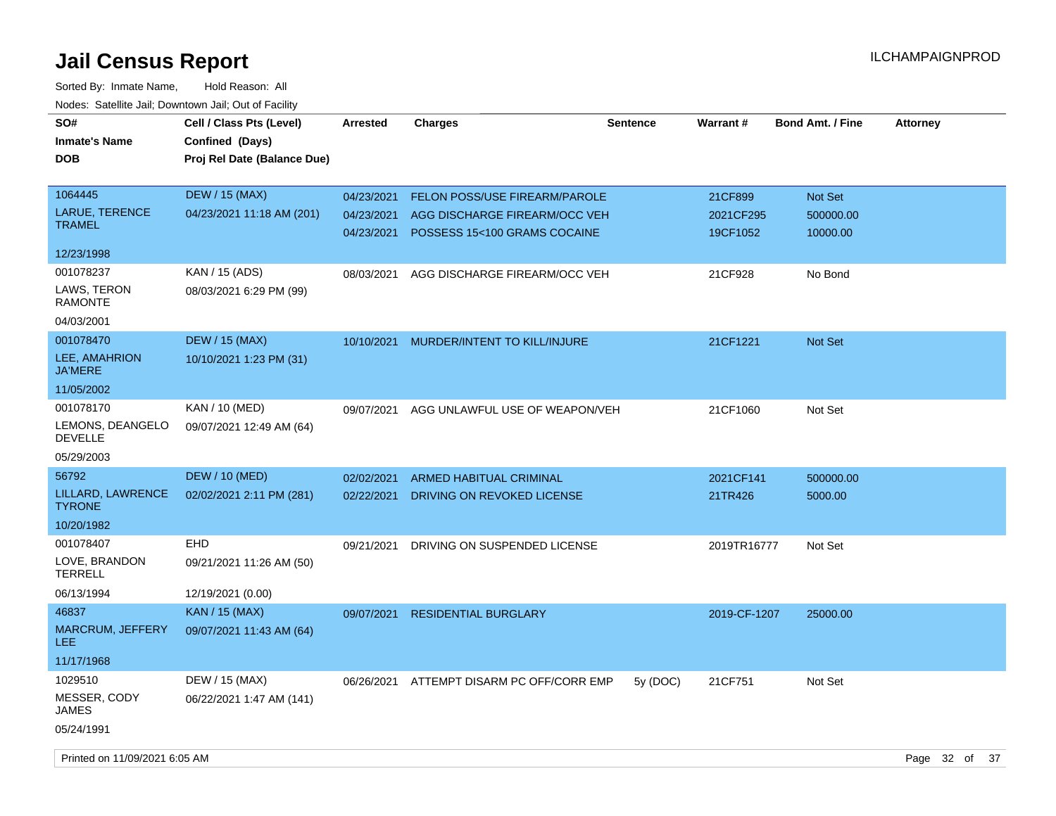# Jail Census Report

ILCHAMPAIGNPROD

Sorted By: Inmate Name, Hold Reason: All

Nodes: Satellite Jail; Downtown Jail; Out of Facility

| SO# / Inmate's Name / DOB | Cell / Class Pts (Level) / Confined (Days) / Proj Rel Date (Balance Due) | Arrested | Charges | Sentence | Warrant # | Bond Amt. / Fine | Attorney |
|---|---|---|---|---|---|---|---|
| 1064445<br>LARUE, TERENCE TRAMEL<br>12/23/1998 | DEW / 15 (MAX)<br>04/23/2021 11:18 AM (201) | 04/23/2021<br>04/23/2021<br>04/23/2021 | FELON POSS/USE FIREARM/PAROLE<br>AGG DISCHARGE FIREARM/OCC VEH<br>POSSESS 15<100 GRAMS COCAINE | | 21CF899<br>2021CF295<br>19CF1052 | Not Set<br>500000.00<br>10000.00 | |
| 001078237<br>LAWS, TERON RAMONTE<br>04/03/2001 | KAN / 15 (ADS)<br>08/03/2021 6:29 PM (99) | 08/03/2021 | AGG DISCHARGE FIREARM/OCC VEH | | 21CF928 | No Bond | |
| 001078470<br>LEE, AMAHRION JA'MERE<br>11/05/2002 | DEW / 15 (MAX)<br>10/10/2021 1:23 PM (31) | 10/10/2021 | MURDER/INTENT TO KILL/INJURE | | 21CF1221 | Not Set | |
| 001078170<br>LEMONS, DEANGELO DEVELLE<br>05/29/2003 | KAN / 10 (MED)<br>09/07/2021 12:49 AM (64) | 09/07/2021 | AGG UNLAWFUL USE OF WEAPON/VEH | | 21CF1060 | Not Set | |
| 56792<br>LILLARD, LAWRENCE TYRONE<br>10/20/1982 | DEW / 10 (MED)<br>02/02/2021 2:11 PM (281) | 02/02/2021<br>02/22/2021 | ARMED HABITUAL CRIMINAL<br>DRIVING ON REVOKED LICENSE | | 2021CF141<br>21TR426 | 500000.00<br>5000.00 | |
| 001078407<br>LOVE, BRANDON TERRELL<br>06/13/1994 | EHD<br>09/21/2021 11:26 AM (50)<br>12/19/2021 (0.00) | 09/21/2021 | DRIVING ON SUSPENDED LICENSE | | 2019TR16777 | Not Set | |
| 46837<br>MARCRUM, JEFFERY LEE<br>11/17/1968 | KAN / 15 (MAX)<br>09/07/2021 11:43 AM (64) | 09/07/2021 | RESIDENTIAL BURGLARY | | 2019-CF-1207 | 25000.00 | |
| 1029510<br>MESSER, CODY JAMES<br>05/24/1991 | DEW / 15 (MAX)<br>06/22/2021 1:47 AM (141) | 06/26/2021 | ATTEMPT DISARM PC OFF/CORR EMP | 5y (DOC) | 21CF751 | Not Set | |

Printed on 11/09/2021 6:05 AM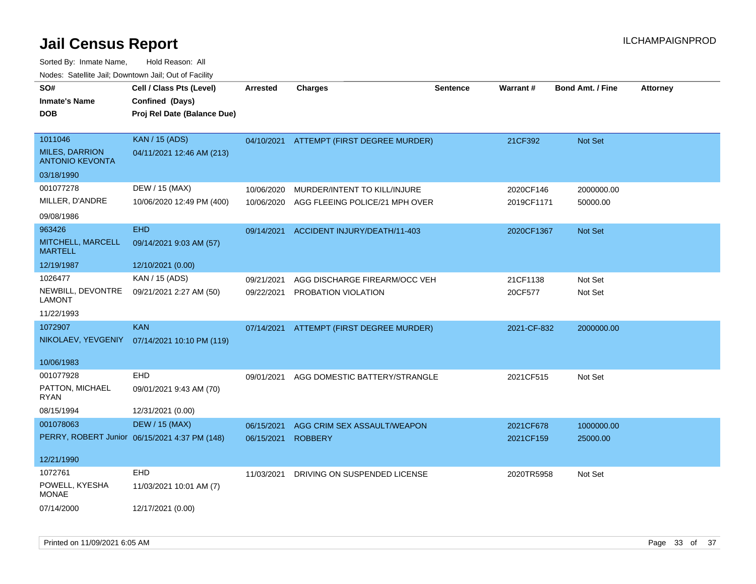# Jail Census Report

Sorted By: Inmate Name, Hold Reason: All

Nodes: Satellite Jail; Downtown Jail; Out of Facility

ILCHAMPAIGNPROD

| SO# / Inmate's Name / DOB | Cell / Class Pts (Level) / Confined (Days) / Proj Rel Date (Balance Due) | Arrested | Charges | Sentence | Warrant # | Bond Amt. / Fine | Attorney |
|---|---|---|---|---|---|---|---|
| 1011046<br>MILES, DARRION ANTONIO KEVONTA<br>03/18/1990 | KAN / 15 (ADS)<br>04/11/2021 12:46 AM (213) | 04/10/2021 | ATTEMPT (FIRST DEGREE MURDER) | | 21CF392 | Not Set | |
| 001077278<br>MILLER, D'ANDRE<br>09/08/1986 | DEW / 15 (MAX)<br>10/06/2020 12:49 PM (400) | 10/06/2020<br>10/06/2020 | MURDER/INTENT TO KILL/INJURE<br>AGG FLEEING POLICE/21 MPH OVER | | 2020CF146<br>2019CF1171 | 2000000.00<br>50000.00 | |
| 963426<br>MITCHELL, MARCELL MARTELL<br>12/19/1987 | EHD<br>09/14/2021 9:03 AM (57)<br>12/10/2021 (0.00) | 09/14/2021 | ACCIDENT INJURY/DEATH/11-403 | | 2020CF1367 | Not Set | |
| 1026477<br>NEWBILL, DEVONTRE LAMONT<br>11/22/1993 | KAN / 15 (ADS)<br>09/21/2021 2:27 AM (50) | 09/21/2021<br>09/22/2021 | AGG DISCHARGE FIREARM/OCC VEH<br>PROBATION VIOLATION | | 21CF1138<br>20CF577 | Not Set<br>Not Set | |
| 1072907<br>NIKOLAEV, YEVGENIY<br>10/06/1983 | KAN<br>07/14/2021 10:10 PM (119) | 07/14/2021 | ATTEMPT (FIRST DEGREE MURDER) | | 2021-CF-832 | 2000000.00 | |
| 001077928<br>PATTON, MICHAEL RYAN<br>08/15/1994 | EHD<br>09/01/2021 9:43 AM (70)<br>12/31/2021 (0.00) | 09/01/2021 | AGG DOMESTIC BATTERY/STRANGLE | | 2021CF515 | Not Set | |
| 001078063<br>PERRY, ROBERT Junior<br>12/21/1990 | DEW / 15 (MAX)<br>06/15/2021 4:37 PM (148) | 06/15/2021<br>06/15/2021 | AGG CRIM SEX ASSAULT/WEAPON<br>ROBBERY | | 2021CF678<br>2021CF159 | 1000000.00<br>25000.00 | |
| 1072761<br>POWELL, KYESHA MONAE<br>07/14/2000 | EHD<br>11/03/2021 10:01 AM (7)<br>12/17/2021 (0.00) | 11/03/2021 | DRIVING ON SUSPENDED LICENSE | | 2020TR5958 | Not Set | |

Printed on 11/09/2021 6:05 AM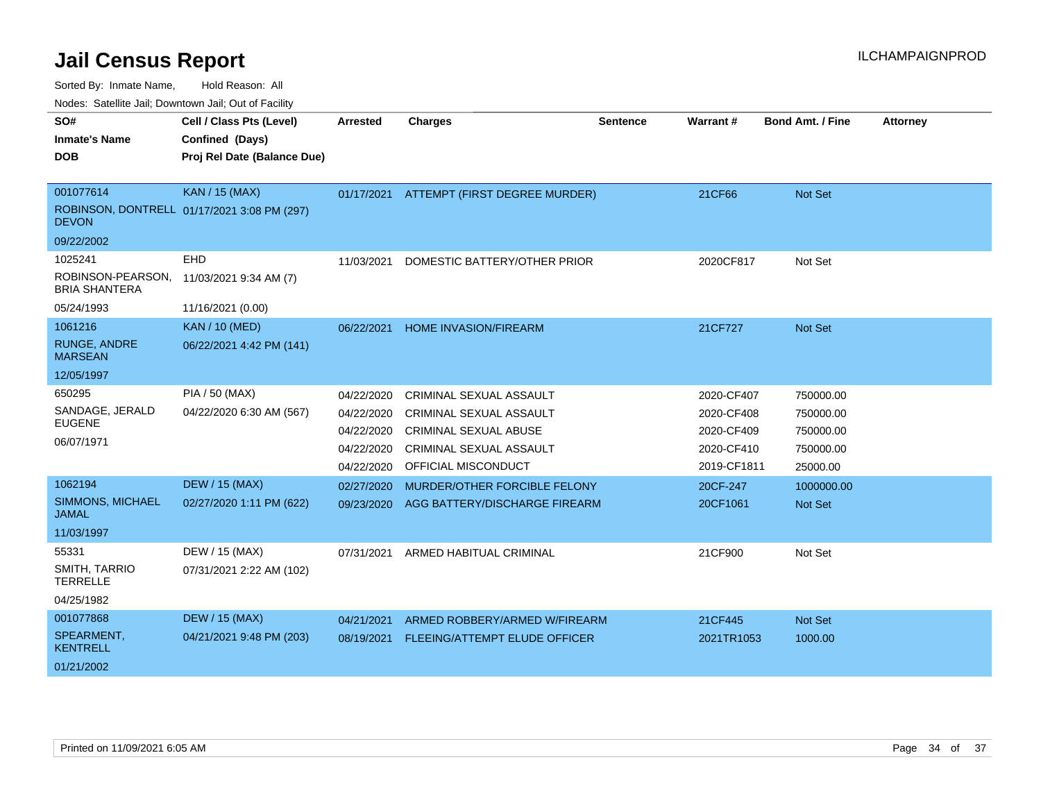# Jail Census Report

ILCHAMPAIGNPROD

Sorted By: Inmate Name, Hold Reason: All

Nodes: Satellite Jail; Downtown Jail; Out of Facility

| SO# / Inmate's Name / DOB | Cell / Class Pts (Level) / Confined (Days) / Proj Rel Date (Balance Due) | Arrested | Charges | Sentence | Warrant # | Bond Amt. / Fine | Attorney |
|---|---|---|---|---|---|---|---|
| 001077614<br>ROBINSON, DONTRELL DEVON<br>09/22/2002 | KAN / 15 (MAX)<br>01/17/2021 3:08 PM (297) | 01/17/2021 | ATTEMPT (FIRST DEGREE MURDER) | | 21CF66 | Not Set | |
| 1025241<br>ROBINSON-PEARSON, BRIA SHANTERA<br>05/24/1993 | EHD<br>11/03/2021 9:34 AM (7)<br>11/16/2021 (0.00) | 11/03/2021 | DOMESTIC BATTERY/OTHER PRIOR | | 2020CF817 | Not Set | |
| 1061216<br>RUNGE, ANDRE MARSEAN<br>12/05/1997 | KAN / 10 (MED)<br>06/22/2021 4:42 PM (141) | 06/22/2021 | HOME INVASION/FIREARM | | 21CF727 | Not Set | |
| 650295<br>SANDAGE, JERALD EUGENE<br>06/07/1971 | PIA / 50 (MAX)<br>04/22/2020 6:30 AM (567) | 04/22/2020 | CRIMINAL SEXUAL ASSAULT | | 2020-CF407 | 750000.00 | |
| | | 04/22/2020 | CRIMINAL SEXUAL ASSAULT | | 2020-CF408 | 750000.00 | |
| | | 04/22/2020 | CRIMINAL SEXUAL ABUSE | | 2020-CF409 | 750000.00 | |
| | | 04/22/2020 | CRIMINAL SEXUAL ASSAULT | | 2020-CF410 | 750000.00 | |
| | | 04/22/2020 | OFFICIAL MISCONDUCT | | 2019-CF1811 | 25000.00 | |
| 1062194<br>SIMMONS, MICHAEL JAMAL<br>11/03/1997 | DEW / 15 (MAX)<br>02/27/2020 1:11 PM (622) | 02/27/2020 | MURDER/OTHER FORCIBLE FELONY | | 20CF-247 | 1000000.00 | |
| | | 09/23/2020 | AGG BATTERY/DISCHARGE FIREARM | | 20CF1061 | Not Set | |
| 55331<br>SMITH, TARRIO TERRELLE<br>04/25/1982 | DEW / 15 (MAX)<br>07/31/2021 2:22 AM (102) | 07/31/2021 | ARMED HABITUAL CRIMINAL | | 21CF900 | Not Set | |
| 001077868<br>SPEARMENT, KENTRELL<br>01/21/2002 | DEW / 15 (MAX)<br>04/21/2021 9:48 PM (203) | 04/21/2021 | ARMED ROBBERY/ARMED W/FIREARM | | 21CF445 | Not Set | |
| | | 08/19/2021 | FLEEING/ATTEMPT ELUDE OFFICER | | 2021TR1053 | 1000.00 | |

Printed on 11/09/2021 6:05 AM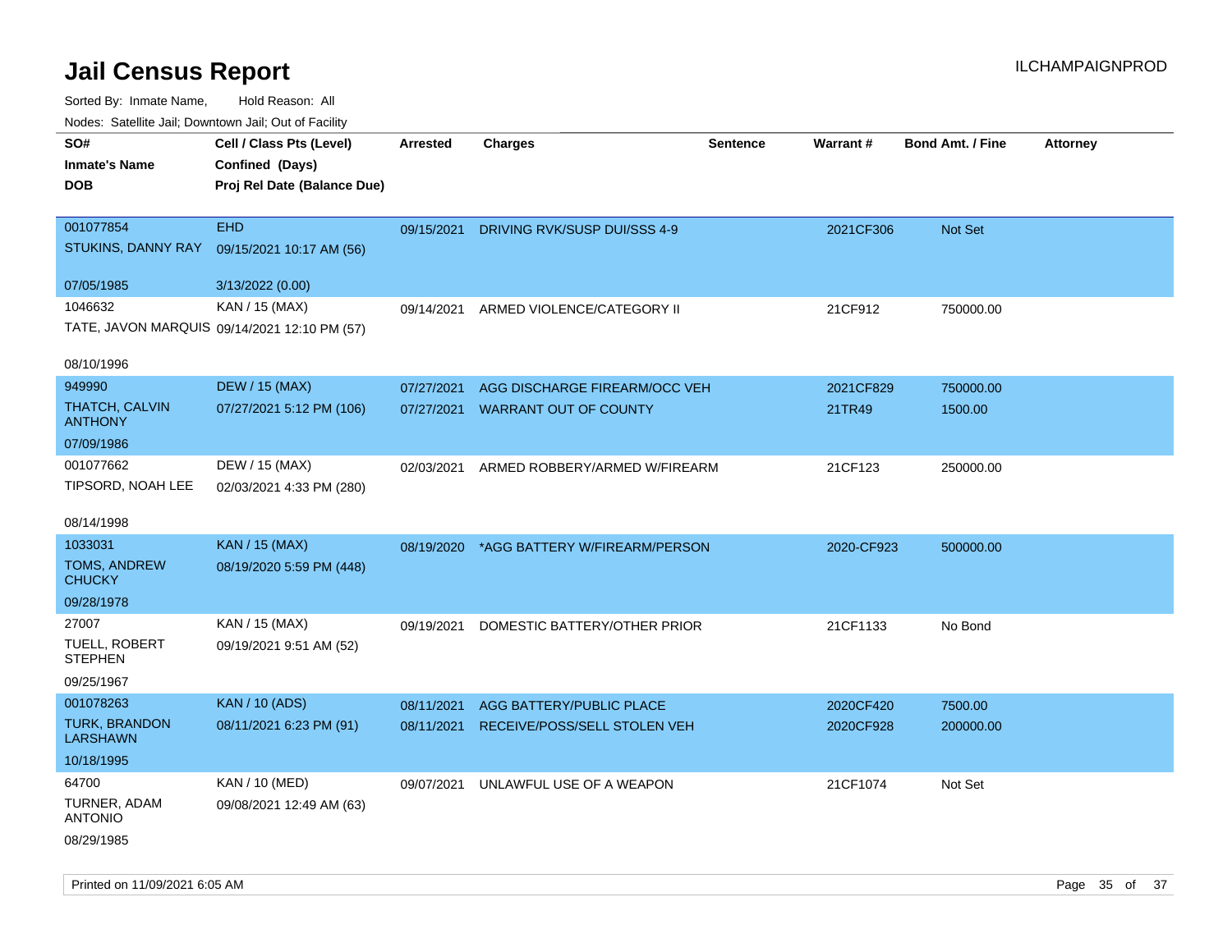# Jail Census Report

ILCHAMPAIGNPROD

Sorted By: Inmate Name, Hold Reason: All

Nodes: Satellite Jail; Downtown Jail; Out of Facility

| SO# / Inmate's Name / DOB | Cell / Class Pts (Level) / Confined (Days) / Proj Rel Date (Balance Due) | Arrested | Charges | Sentence | Warrant # | Bond Amt. / Fine | Attorney |
|---|---|---|---|---|---|---|---|
| 001077854<br>STUKINS, DANNY RAY<br>07/05/1985 | EHD<br>09/15/2021 10:17 AM (56)<br>3/13/2022 (0.00) | 09/15/2021 | DRIVING RVK/SUSP DUI/SSS 4-9 | | 2021CF306 | Not Set | |
| 1046632<br>TATE, JAVON MARQUIS<br>08/10/1996 | KAN / 15 (MAX)<br>09/14/2021 12:10 PM (57) | 09/14/2021 | ARMED VIOLENCE/CATEGORY II | | 21CF912 | 750000.00 | |
| 949990<br>THATCH, CALVIN ANTHONY<br>07/09/1986 | DEW / 15 (MAX)<br>07/27/2021 5:12 PM (106) | 07/27/2021<br>07/27/2021 | AGG DISCHARGE FIREARM/OCC VEH<br>WARRANT OUT OF COUNTY | | 2021CF829<br>21TR49 | 750000.00<br>1500.00 | |
| 001077662<br>TIPSORD, NOAH LEE<br>08/14/1998 | DEW / 15 (MAX)<br>02/03/2021 4:33 PM (280) | 02/03/2021 | ARMED ROBBERY/ARMED W/FIREARM | | 21CF123 | 250000.00 | |
| 1033031<br>TOMS, ANDREW CHUCKY<br>09/28/1978 | KAN / 15 (MAX)<br>08/19/2020 5:59 PM (448) | 08/19/2020 | *AGG BATTERY W/FIREARM/PERSON | | 2020-CF923 | 500000.00 | |
| 27007<br>TUELL, ROBERT STEPHEN<br>09/25/1967 | KAN / 15 (MAX)<br>09/19/2021 9:51 AM (52) | 09/19/2021 | DOMESTIC BATTERY/OTHER PRIOR | | 21CF1133 | No Bond | |
| 001078263<br>TURK, BRANDON LARSHAWN<br>10/18/1995 | KAN / 10 (ADS)<br>08/11/2021 6:23 PM (91) | 08/11/2021<br>08/11/2021 | AGG BATTERY/PUBLIC PLACE<br>RECEIVE/POSS/SELL STOLEN VEH | | 2020CF420<br>2020CF928 | 7500.00<br>200000.00 | |
| 64700<br>TURNER, ADAM ANTONIO<br>08/29/1985 | KAN / 10 (MED)<br>09/08/2021 12:49 AM (63) | 09/07/2021 | UNLAWFUL USE OF A WEAPON | | 21CF1074 | Not Set | |

Printed on 11/09/2021 6:05 AM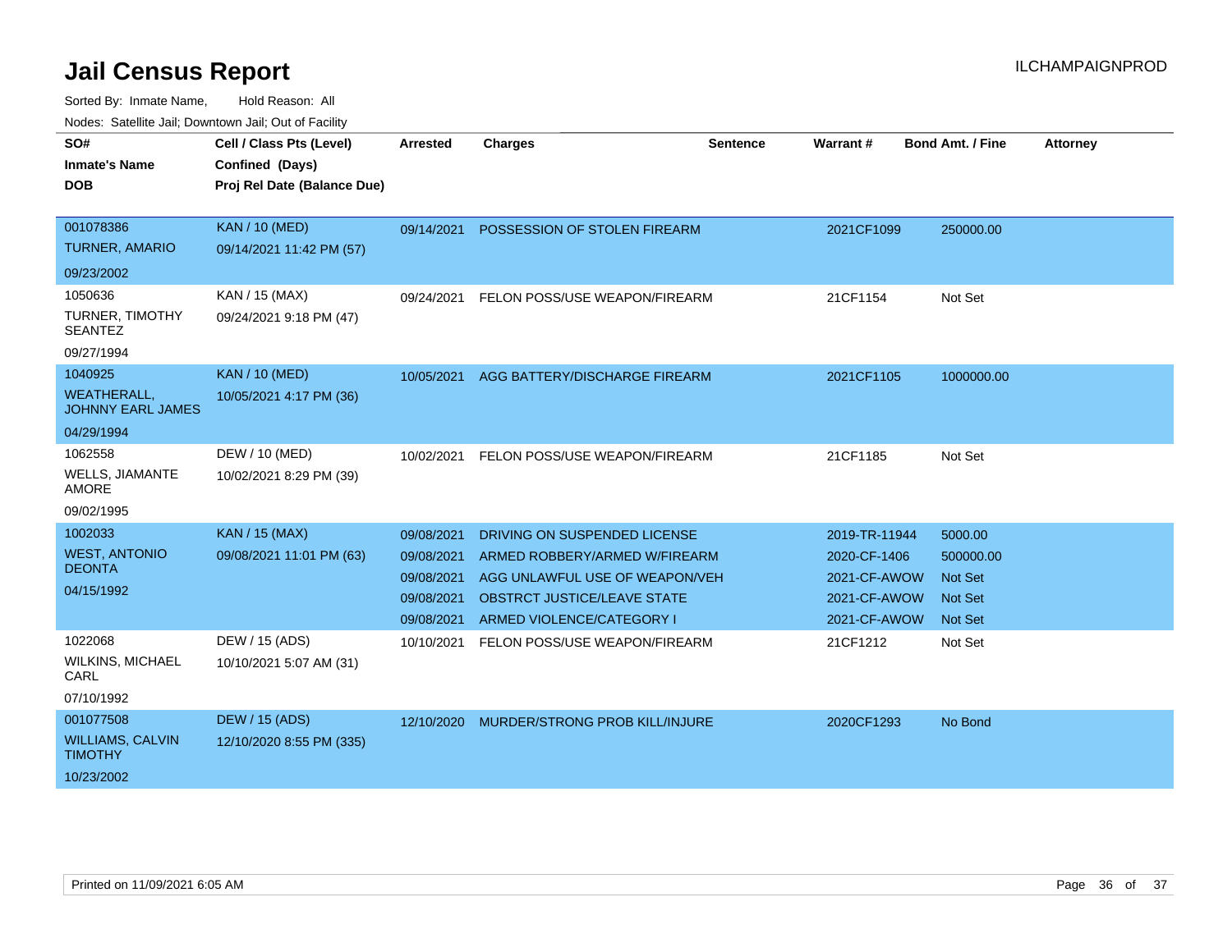# Jail Census Report

ILCHAMPAIGNPROD

Sorted By: Inmate Name, Hold Reason: All

Nodes: Satellite Jail; Downtown Jail; Out of Facility

| SO# / Inmate's Name / DOB | Cell / Class Pts (Level) / Confined (Days) / Proj Rel Date (Balance Due) | Arrested | Charges | Sentence | Warrant # | Bond Amt. / Fine | Attorney |
|---|---|---|---|---|---|---|---|
| 001078386 TURNER, AMARIO 09/23/2002 | KAN / 10 (MED) 09/14/2021 11:42 PM (57) | 09/14/2021 | POSSESSION OF STOLEN FIREARM | | 2021CF1099 | 250000.00 | |
| 1050636 TURNER, TIMOTHY SEANTEZ 09/27/1994 | KAN / 15 (MAX) 09/24/2021 9:18 PM (47) | 09/24/2021 | FELON POSS/USE WEAPON/FIREARM | | 21CF1154 | Not Set | |
| 1040925 WEATHERALL, JOHNNY EARL JAMES 04/29/1994 | KAN / 10 (MED) 10/05/2021 4:17 PM (36) | 10/05/2021 | AGG BATTERY/DISCHARGE FIREARM | | 2021CF1105 | 1000000.00 | |
| 1062558 WELLS, JIAMANTE AMORE 09/02/1995 | DEW / 10 (MED) 10/02/2021 8:29 PM (39) | 10/02/2021 | FELON POSS/USE WEAPON/FIREARM | | 21CF1185 | Not Set | |
| 1002033 WEST, ANTONIO DEONTA 04/15/1992 | KAN / 15 (MAX) 09/08/2021 11:01 PM (63) | 09/08/2021 | DRIVING ON SUSPENDED LICENSE | | 2019-TR-11944 | 5000.00 | |
| | | 09/08/2021 | ARMED ROBBERY/ARMED W/FIREARM | | 2020-CF-1406 | 500000.00 | |
| | | 09/08/2021 | AGG UNLAWFUL USE OF WEAPON/VEH | | 2021-CF-AWOW | Not Set | |
| | | 09/08/2021 | OBSTRCT JUSTICE/LEAVE STATE | | 2021-CF-AWOW | Not Set | |
| | | 09/08/2021 | ARMED VIOLENCE/CATEGORY I | | 2021-CF-AWOW | Not Set | |
| 1022068 WILKINS, MICHAEL CARL 07/10/1992 | DEW / 15 (ADS) 10/10/2021 5:07 AM (31) | 10/10/2021 | FELON POSS/USE WEAPON/FIREARM | | 21CF1212 | Not Set | |
| 001077508 WILLIAMS, CALVIN TIMOTHY 10/23/2002 | DEW / 15 (ADS) 12/10/2020 8:55 PM (335) | 12/10/2020 | MURDER/STRONG PROB KILL/INJURE | | 2020CF1293 | No Bond | |

Printed on 11/09/2021 6:05 AM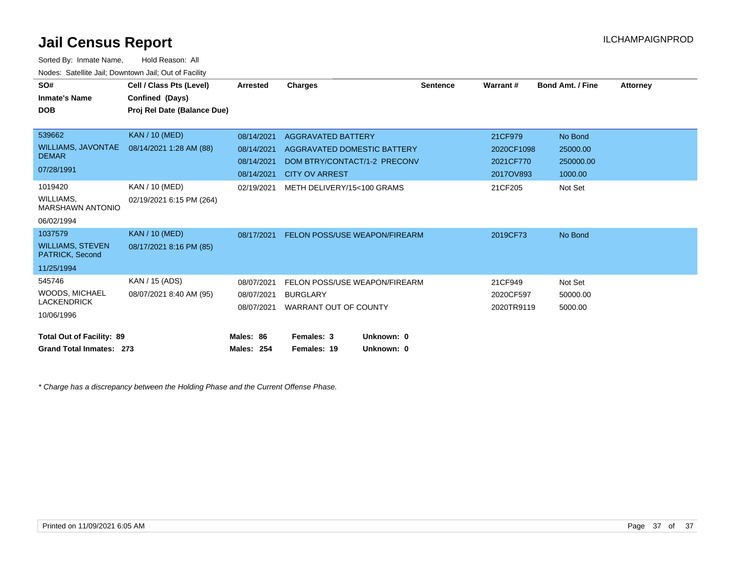# Jail Census Report

ILCHAMPAIGNPROD

Sorted By: Inmate Name, Hold Reason: All

Nodes: Satellite Jail; Downtown Jail; Out of Facility

| SO# / Inmate's Name / DOB | Cell / Class Pts (Level) / Confined (Days) / Proj Rel Date (Balance Due) | Arrested | Charges | Sentence | Warrant # | Bond Amt. / Fine | Attorney |
|---|---|---|---|---|---|---|---|
| 539662 | KAN / 10 (MED) | 08/14/2021 | AGGRAVATED BATTERY | | 21CF979 | No Bond | |
| WILLIAMS, JAVONTAE DEMAR | 08/14/2021 1:28 AM (88) | 08/14/2021 | AGGRAVATED DOMESTIC BATTERY | | 2020CF1098 | 25000.00 | |
| 07/28/1991 | | 08/14/2021 | DOM BTRY/CONTACT/1-2 PRECONV | | 2021CF770 | 250000.00 | |
| | | 08/14/2021 | CITY OV ARREST | | 2017OV893 | 1000.00 | |
| 1019420 | KAN / 10 (MED) | 02/19/2021 | METH DELIVERY/15<100 GRAMS | | 21CF205 | Not Set | |
| WILLIAMS, MARSHAWN ANTONIO | 02/19/2021 6:15 PM (264) | | | | | | |
| 06/02/1994 | | | | | | | |
| 1037579 | KAN / 10 (MED) | 08/17/2021 | FELON POSS/USE WEAPON/FIREARM | | 2019CF73 | No Bond | |
| WILLIAMS, STEVEN PATRICK, Second | 08/17/2021 8:16 PM (85) | | | | | | |
| 11/25/1994 | | | | | | | |
| 545746 | KAN / 15 (ADS) | 08/07/2021 | FELON POSS/USE WEAPON/FIREARM | | 21CF949 | Not Set | |
| WOODS, MICHAEL LACKENDRICK | 08/07/2021 8:40 AM (95) | 08/07/2021 | BURGLARY | | 2020CF597 | 50000.00 | |
| 10/06/1996 | | 08/07/2021 | WARRANT OUT OF COUNTY | | 2020TR9119 | 5000.00 | |

**Total Out of Facility: 89** **Males: 86** **Females: 3** **Unknown: 0**

**Grand Total Inmates: 273** **Males: 254** **Females: 19** **Unknown: 0**

*\* Charge has a discrepancy between the Holding Phase and the Current Offense Phase.*

Printed on 11/09/2021 6:05 AM